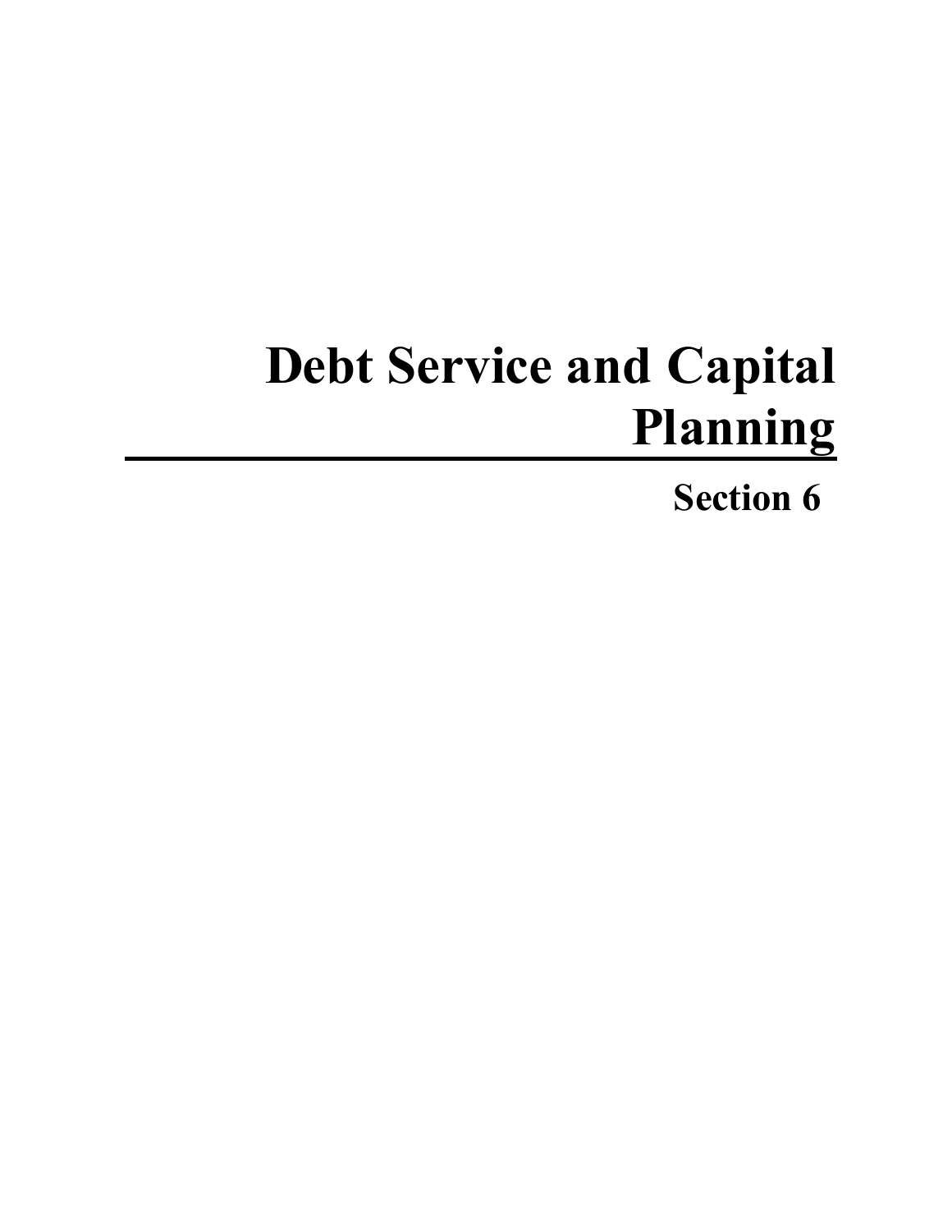# Debt Service and Capital Planning

**Section 6**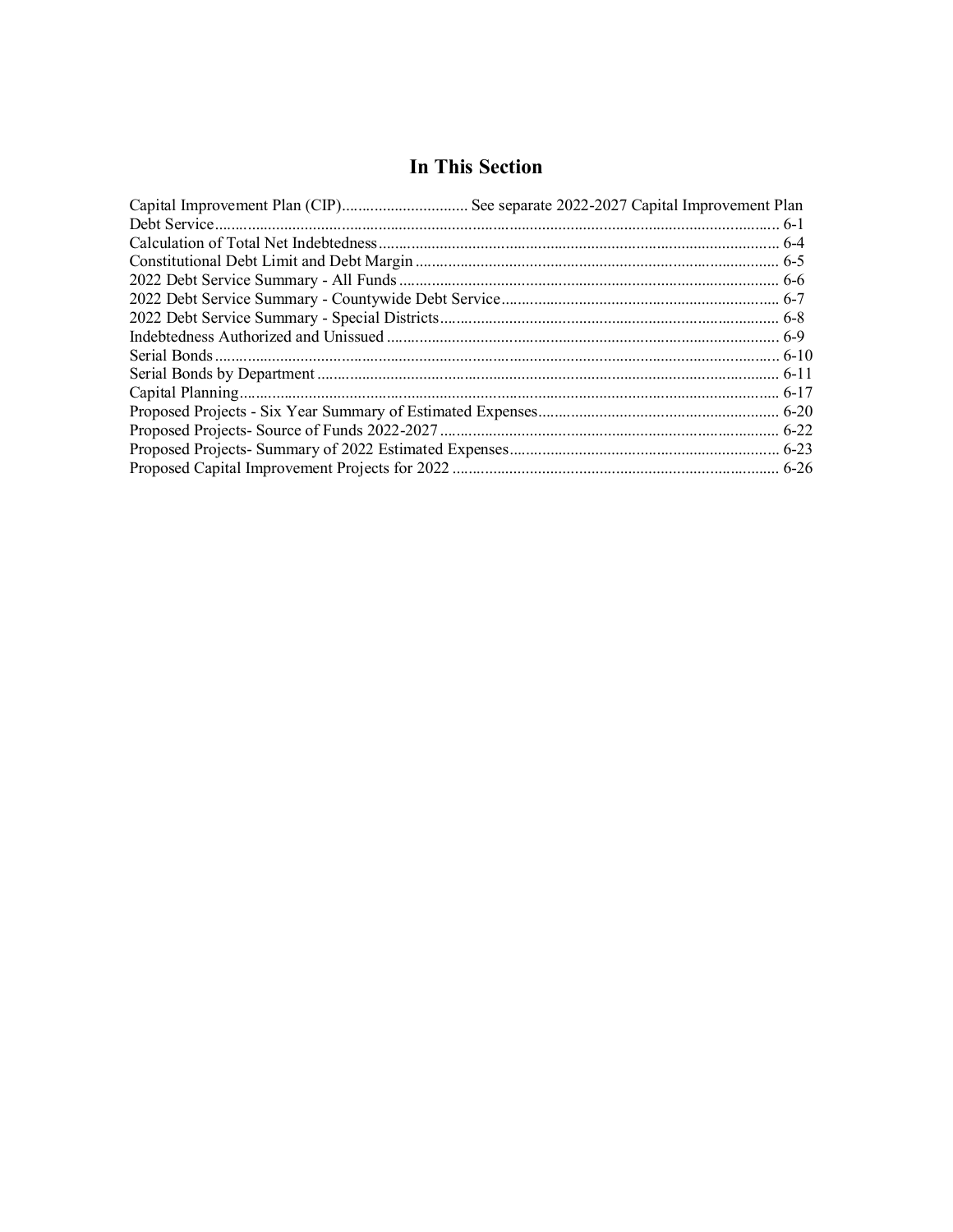# In This Section

| | |
|---|---|
| Capital Improvement Plan (CIP) | See separate 2022-2027 Capital Improvement Plan |
| Debt Service | 6-1 |
| Calculation of Total Net Indebtedness | 6-4 |
| Constitutional Debt Limit and Debt Margin | 6-5 |
| 2022 Debt Service Summary - All Funds | 6-6 |
| 2022 Debt Service Summary - Countywide Debt Service | 6-7 |
| 2022 Debt Service Summary - Special Districts | 6-8 |
| Indebtedness Authorized and Unissued | 6-9 |
| Serial Bonds | 6-10 |
| Serial Bonds by Department | 6-11 |
| Capital Planning | 6-17 |
| Proposed Projects - Six Year Summary of Estimated Expenses | 6-20 |
| Proposed Projects- Source of Funds 2022-2027 | 6-22 |
| Proposed Projects- Summary of 2022 Estimated Expenses | 6-23 |
| Proposed Capital Improvement Projects for 2022 | 6-26 |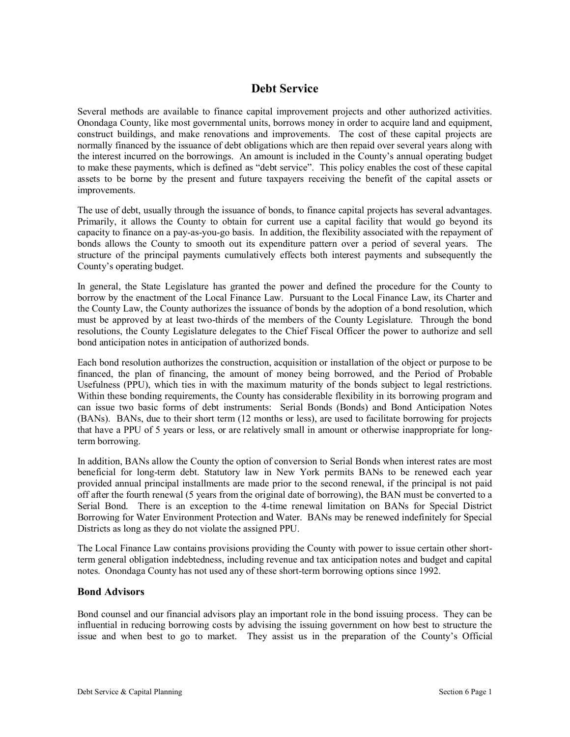# Debt Service

Several methods are available to finance capital improvement projects and other authorized activities. Onondaga County, like most governmental units, borrows money in order to acquire land and equipment, construct buildings, and make renovations and improvements. The cost of these capital projects are normally financed by the issuance of debt obligations which are then repaid over several years along with the interest incurred on the borrowings. An amount is included in the County's annual operating budget to make these payments, which is defined as "debt service". This policy enables the cost of these capital assets to be borne by the present and future taxpayers receiving the benefit of the capital assets or improvements.

The use of debt, usually through the issuance of bonds, to finance capital projects has several advantages. Primarily, it allows the County to obtain for current use a capital facility that would go beyond its capacity to finance on a pay-as-you-go basis. In addition, the flexibility associated with the repayment of bonds allows the County to smooth out its expenditure pattern over a period of several years. The structure of the principal payments cumulatively effects both interest payments and subsequently the County's operating budget.

In general, the State Legislature has granted the power and defined the procedure for the County to borrow by the enactment of the Local Finance Law. Pursuant to the Local Finance Law, its Charter and the County Law, the County authorizes the issuance of bonds by the adoption of a bond resolution, which must be approved by at least two-thirds of the members of the County Legislature. Through the bond resolutions, the County Legislature delegates to the Chief Fiscal Officer the power to authorize and sell bond anticipation notes in anticipation of authorized bonds.

Each bond resolution authorizes the construction, acquisition or installation of the object or purpose to be financed, the plan of financing, the amount of money being borrowed, and the Period of Probable Usefulness (PPU), which ties in with the maximum maturity of the bonds subject to legal restrictions. Within these bonding requirements, the County has considerable flexibility in its borrowing program and can issue two basic forms of debt instruments: Serial Bonds (Bonds) and Bond Anticipation Notes (BANs). BANs, due to their short term (12 months or less), are used to facilitate borrowing for projects that have a PPU of 5 years or less, or are relatively small in amount or otherwise inappropriate for long-term borrowing.

In addition, BANs allow the County the option of conversion to Serial Bonds when interest rates are most beneficial for long-term debt. Statutory law in New York permits BANs to be renewed each year provided annual principal installments are made prior to the second renewal, if the principal is not paid off after the fourth renewal (5 years from the original date of borrowing), the BAN must be converted to a Serial Bond. There is an exception to the 4-time renewal limitation on BANs for Special District Borrowing for Water Environment Protection and Water. BANs may be renewed indefinitely for Special Districts as long as they do not violate the assigned PPU.

The Local Finance Law contains provisions providing the County with power to issue certain other short-term general obligation indebtedness, including revenue and tax anticipation notes and budget and capital notes. Onondaga County has not used any of these short-term borrowing options since 1992.

### Bond Advisors

Bond counsel and our financial advisors play an important role in the bond issuing process. They can be influential in reducing borrowing costs by advising the issuing government on how best to structure the issue and when best to go to market. They assist us in the preparation of the County's Official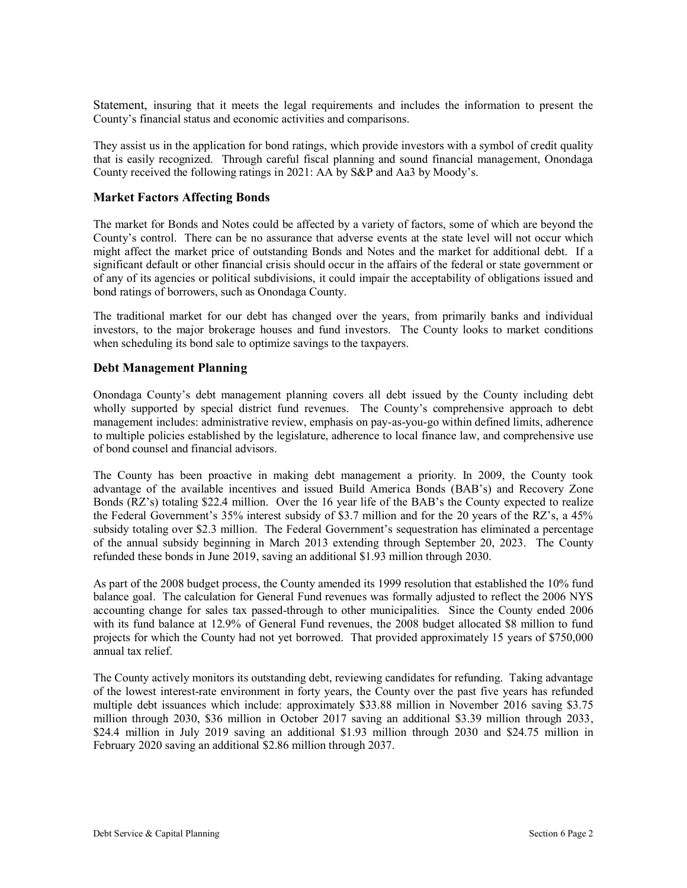Statement, insuring that it meets the legal requirements and includes the information to present the County's financial status and economic activities and comparisons.

They assist us in the application for bond ratings, which provide investors with a symbol of credit quality that is easily recognized. Through careful fiscal planning and sound financial management, Onondaga County received the following ratings in 2021: AA by S&P and Aa3 by Moody's.

### Market Factors Affecting Bonds

The market for Bonds and Notes could be affected by a variety of factors, some of which are beyond the County's control. There can be no assurance that adverse events at the state level will not occur which might affect the market price of outstanding Bonds and Notes and the market for additional debt. If a significant default or other financial crisis should occur in the affairs of the federal or state government or of any of its agencies or political subdivisions, it could impair the acceptability of obligations issued and bond ratings of borrowers, such as Onondaga County.

The traditional market for our debt has changed over the years, from primarily banks and individual investors, to the major brokerage houses and fund investors. The County looks to market conditions when scheduling its bond sale to optimize savings to the taxpayers.

### Debt Management Planning

Onondaga County's debt management planning covers all debt issued by the County including debt wholly supported by special district fund revenues. The County's comprehensive approach to debt management includes: administrative review, emphasis on pay-as-you-go within defined limits, adherence to multiple policies established by the legislature, adherence to local finance law, and comprehensive use of bond counsel and financial advisors.

The County has been proactive in making debt management a priority. In 2009, the County took advantage of the available incentives and issued Build America Bonds (BAB's) and Recovery Zone Bonds (RZ's) totaling $22.4 million. Over the 16 year life of the BAB's the County expected to realize the Federal Government's 35% interest subsidy of $3.7 million and for the 20 years of the RZ's, a 45% subsidy totaling over $2.3 million. The Federal Government's sequestration has eliminated a percentage of the annual subsidy beginning in March 2013 extending through September 20, 2023. The County refunded these bonds in June 2019, saving an additional $1.93 million through 2030.

As part of the 2008 budget process, the County amended its 1999 resolution that established the 10% fund balance goal. The calculation for General Fund revenues was formally adjusted to reflect the 2006 NYS accounting change for sales tax passed-through to other municipalities. Since the County ended 2006 with its fund balance at 12.9% of General Fund revenues, the 2008 budget allocated $8 million to fund projects for which the County had not yet borrowed. That provided approximately 15 years of $750,000 annual tax relief.

The County actively monitors its outstanding debt, reviewing candidates for refunding. Taking advantage of the lowest interest-rate environment in forty years, the County over the past five years has refunded multiple debt issuances which include: approximately $33.88 million in November 2016 saving $3.75 million through 2030, $36 million in October 2017 saving an additional $3.39 million through 2033, $24.4 million in July 2019 saving an additional $1.93 million through 2030 and $24.75 million in February 2020 saving an additional $2.86 million through 2037.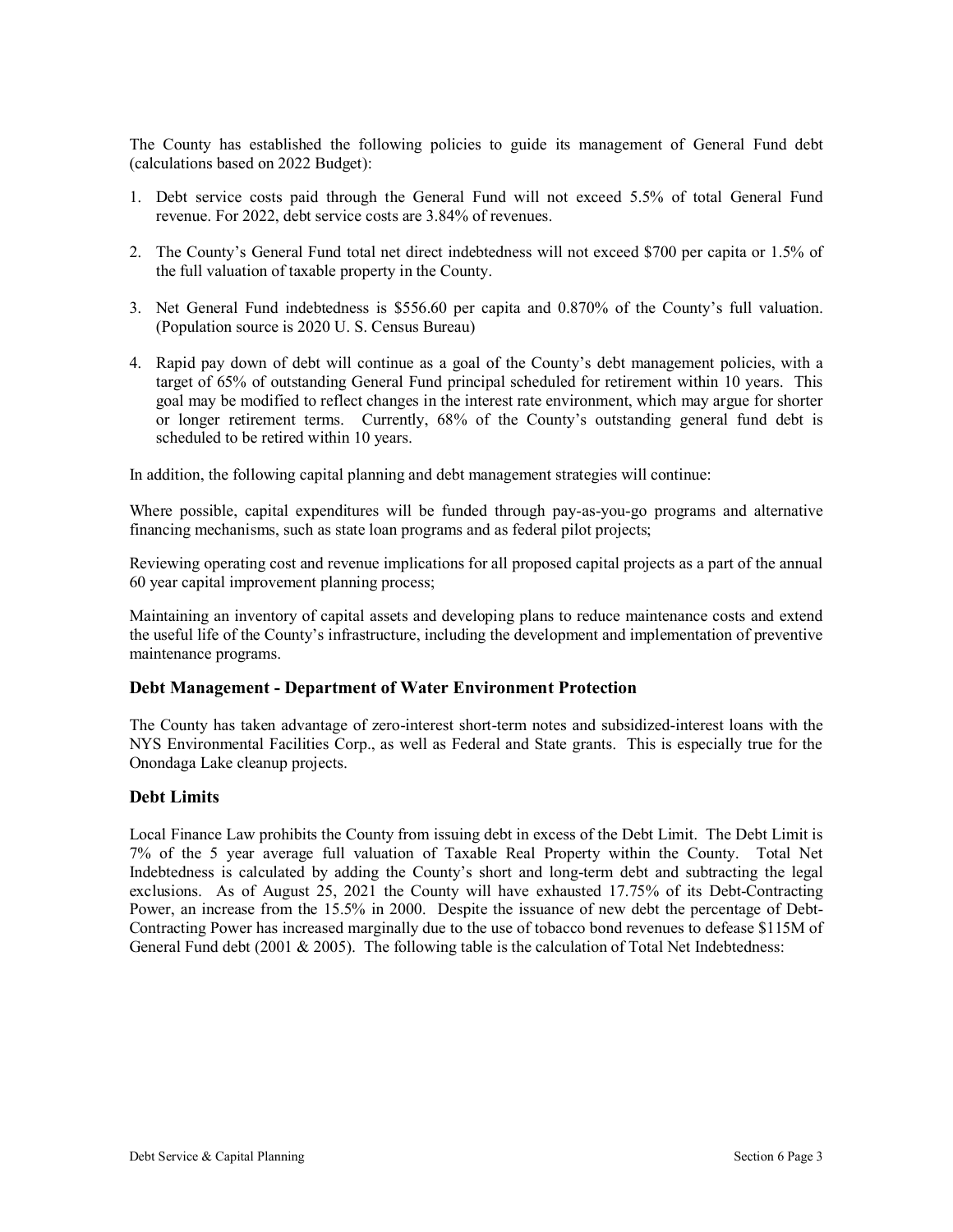The County has established the following policies to guide its management of General Fund debt (calculations based on 2022 Budget):

1. Debt service costs paid through the General Fund will not exceed 5.5% of total General Fund revenue. For 2022, debt service costs are 3.84% of revenues.
2. The County's General Fund total net direct indebtedness will not exceed $700 per capita or 1.5% of the full valuation of taxable property in the County.
3. Net General Fund indebtedness is $556.60 per capita and 0.870% of the County's full valuation. (Population source is 2020 U. S. Census Bureau)
4. Rapid pay down of debt will continue as a goal of the County's debt management policies, with a target of 65% of outstanding General Fund principal scheduled for retirement within 10 years. This goal may be modified to reflect changes in the interest rate environment, which may argue for shorter or longer retirement terms. Currently, 68% of the County's outstanding general fund debt is scheduled to be retired within 10 years.

In addition, the following capital planning and debt management strategies will continue:

Where possible, capital expenditures will be funded through pay-as-you-go programs and alternative financing mechanisms, such as state loan programs and as federal pilot projects;

Reviewing operating cost and revenue implications for all proposed capital projects as a part of the annual 60 year capital improvement planning process;

Maintaining an inventory of capital assets and developing plans to reduce maintenance costs and extend the useful life of the County's infrastructure, including the development and implementation of preventive maintenance programs.

### Debt Management - Department of Water Environment Protection

The County has taken advantage of zero-interest short-term notes and subsidized-interest loans with the NYS Environmental Facilities Corp., as well as Federal and State grants. This is especially true for the Onondaga Lake cleanup projects.

### Debt Limits

Local Finance Law prohibits the County from issuing debt in excess of the Debt Limit. The Debt Limit is 7% of the 5 year average full valuation of Taxable Real Property within the County. Total Net Indebtedness is calculated by adding the County's short and long-term debt and subtracting the legal exclusions. As of August 25, 2021 the County will have exhausted 17.75% of its Debt-Contracting Power, an increase from the 15.5% in 2000. Despite the issuance of new debt the percentage of Debt-Contracting Power has increased marginally due to the use of tobacco bond revenues to defease $115M of General Fund debt (2001 & 2005). The following table is the calculation of Total Net Indebtedness: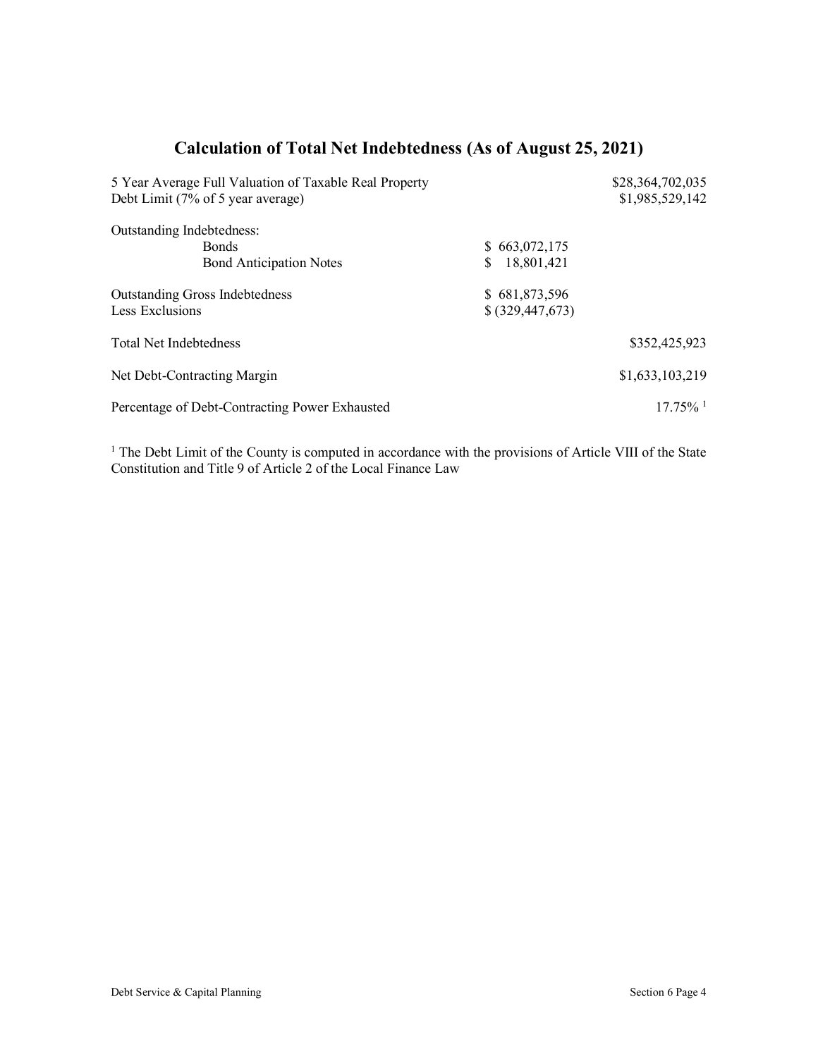## Calculation of Total Net Indebtedness (As of August 25, 2021)

| | | |
|---|---|---|
| 5 Year Average Full Valuation of Taxable Real Property | | $28,364,702,035 |
| Debt Limit (7% of 5 year average) | | $1,985,529,142 |
| Outstanding Indebtedness: | | |
| Bonds | $ 663,072,175 | |
| Bond Anticipation Notes | $ 18,801,421 | |
| Outstanding Gross Indebtedness | $ 681,873,596 | |
| Less Exclusions | $ (329,447,673) | |
| Total Net Indebtedness | | $352,425,923 |
| Net Debt-Contracting Margin | | $1,633,103,219 |
| Percentage of Debt-Contracting Power Exhausted | | 17.75% [1] |

[1] The Debt Limit of the County is computed in accordance with the provisions of Article VIII of the State Constitution and Title 9 of Article 2 of the Local Finance Law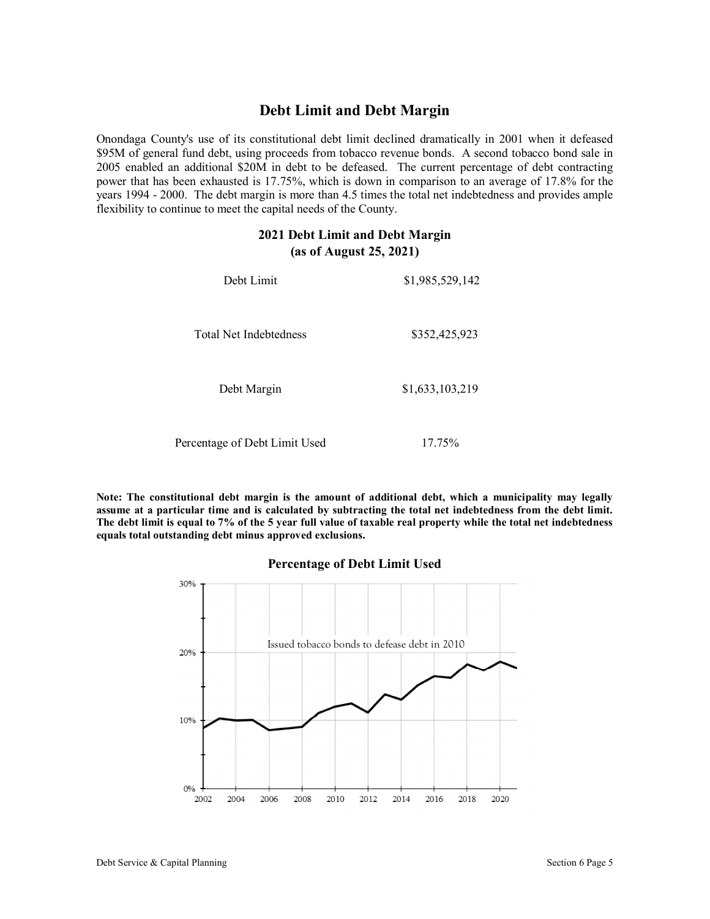## Debt Limit and Debt Margin

Onondaga County's use of its constitutional debt limit declined dramatically in 2001 when it defeased $95M of general fund debt, using proceeds from tobacco revenue bonds. A second tobacco bond sale in 2005 enabled an additional $20M in debt to be defeased. The current percentage of debt contracting power that has been exhausted is 17.75%, which is down in comparison to an average of 17.8% for the years 1994 - 2000. The debt margin is more than 4.5 times the total net indebtedness and provides ample flexibility to continue to meet the capital needs of the County.

### 2021 Debt Limit and Debt Margin (as of August 25, 2021)

| | |
|---|---|
| Debt Limit | $1,985,529,142 |
| Total Net Indebtedness | $352,425,923 |
| Debt Margin | $1,633,103,219 |
| Percentage of Debt Limit Used | 17.75% |

**Note: The constitutional debt margin is the amount of additional debt, which a municipality may legally assume at a particular time and is calculated by subtracting the total net indebtedness from the debt limit. The debt limit is equal to 7% of the 5 year full value of taxable real property while the total net indebtedness equals total outstanding debt minus approved exclusions.**

### Percentage of Debt Limit Used

30%
20%
10%
0%

Issued tobacco bonds to defease debt in 2010

2002 2004 2006 2008 2010 2012 2014 2016 2018 2020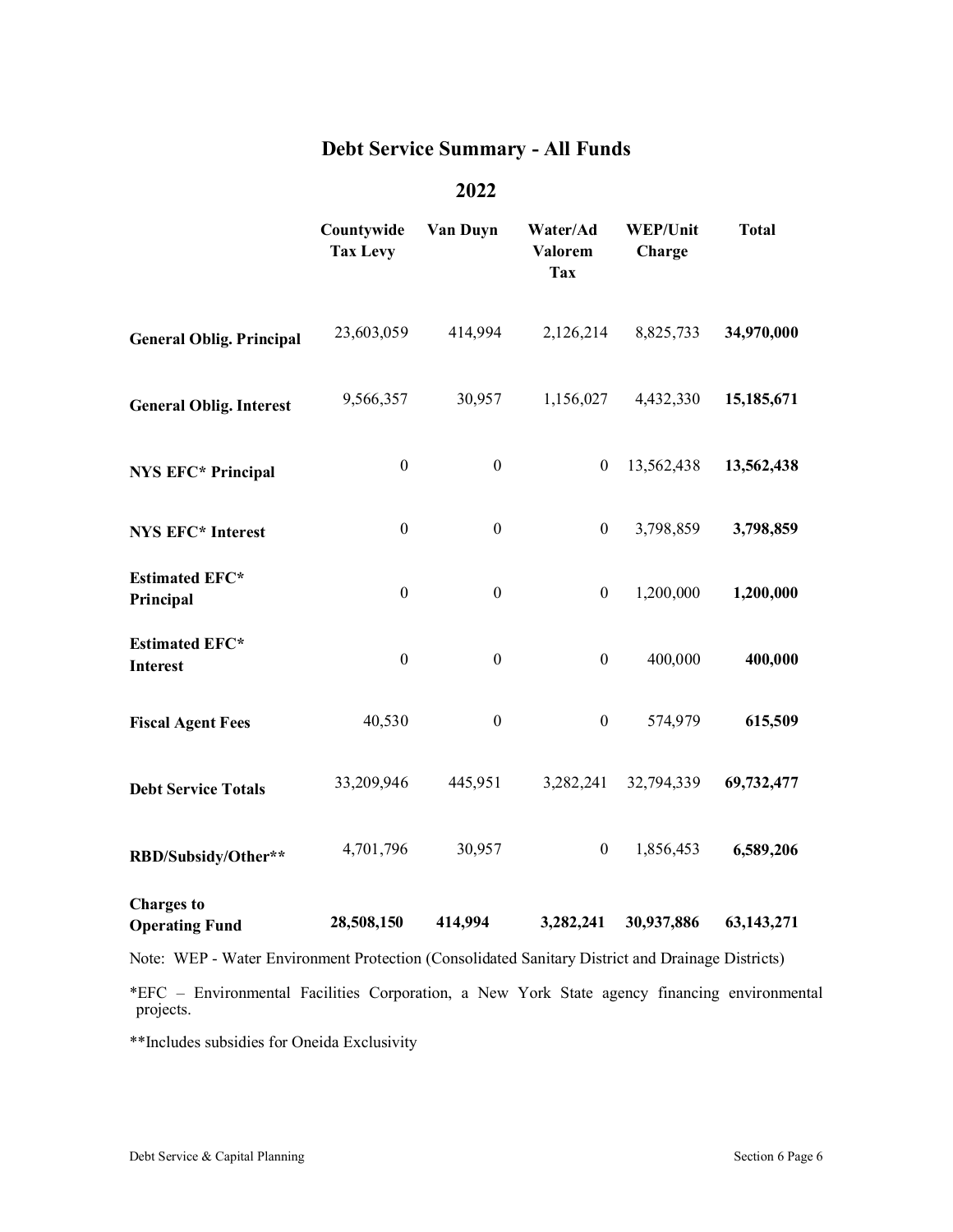# Debt Service Summary - All Funds

## 2022

| | Countywide Tax Levy | Van Duyn | Water/Ad Valorem Tax | WEP/Unit Charge | Total |
|---|---|---|---|---|---|
| **General Oblig. Principal** | 23,603,059 | 414,994 | 2,126,214 | 8,825,733 | **34,970,000** |
| **General Oblig. Interest** | 9,566,357 | 30,957 | 1,156,027 | 4,432,330 | **15,185,671** |
| **NYS EFC* Principal** | 0 | 0 | 0 | 13,562,438 | **13,562,438** |
| **NYS EFC* Interest** | 0 | 0 | 0 | 3,798,859 | **3,798,859** |
| **Estimated EFC* Principal** | 0 | 0 | 0 | 1,200,000 | **1,200,000** |
| **Estimated EFC* Interest** | 0 | 0 | 0 | 400,000 | **400,000** |
| **Fiscal Agent Fees** | 40,530 | 0 | 0 | 574,979 | **615,509** |
| **Debt Service Totals** | 33,209,946 | 445,951 | 3,282,241 | 32,794,339 | **69,732,477** |
| **RBD/Subsidy/Other**** | 4,701,796 | 30,957 | 0 | 1,856,453 | **6,589,206** |
| **Charges to Operating Fund** | **28,508,150** | **414,994** | **3,282,241** | **30,937,886** | **63,143,271** |

Note: WEP - Water Environment Protection (Consolidated Sanitary District and Drainage Districts)

*EFC – Environmental Facilities Corporation, a New York State agency financing environmental projects.

**Includes subsidies for Oneida Exclusivity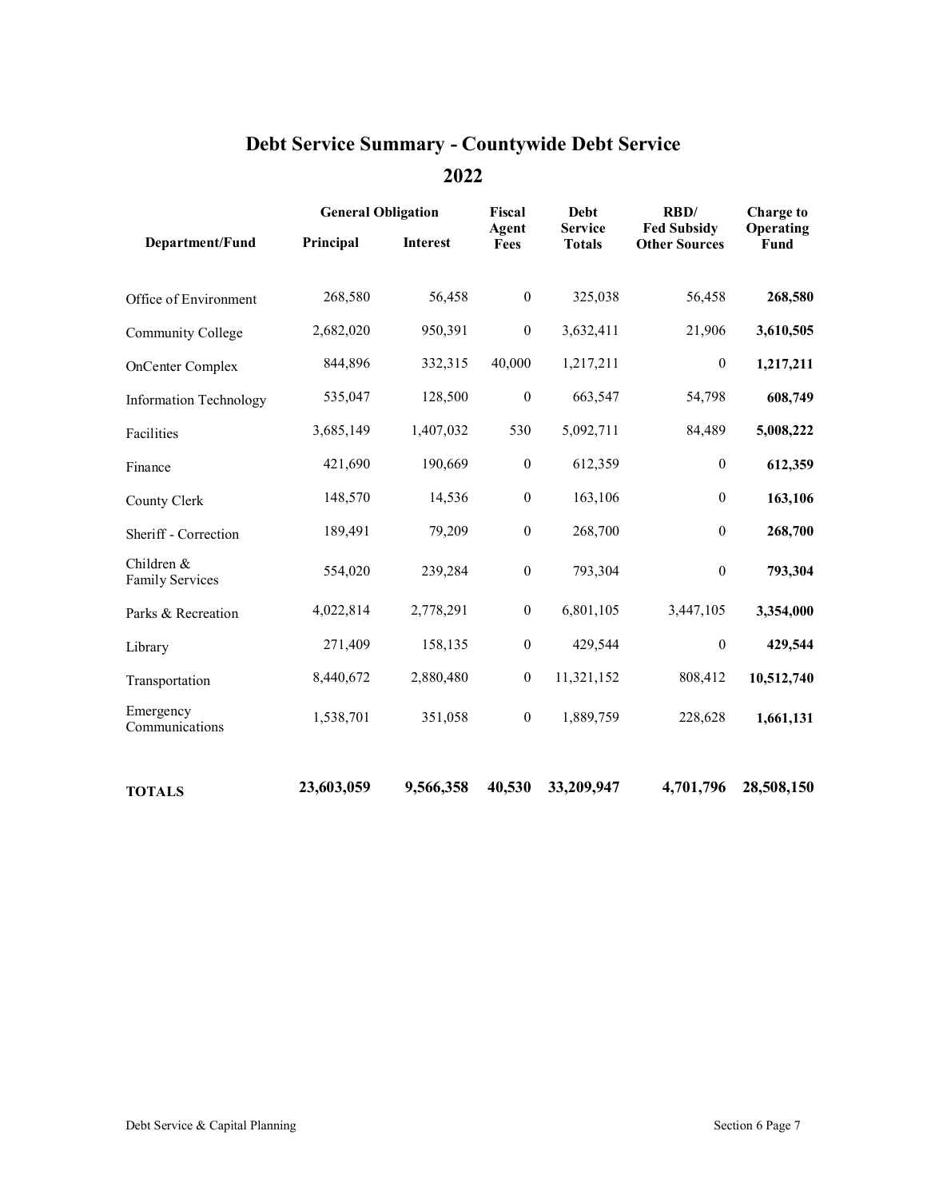# Debt Service Summary - Countywide Debt Service

## 2022

| Department/Fund | General Obligation Principal | General Obligation Interest | Fiscal Agent Fees | Debt Service Totals | RBD/ Fed Subsidy Other Sources | Charge to Operating Fund |
|---|---|---|---|---|---|---|
| Office of Environment | 268,580 | 56,458 | 0 | 325,038 | 56,458 | **268,580** |
| Community College | 2,682,020 | 950,391 | 0 | 3,632,411 | 21,906 | **3,610,505** |
| OnCenter Complex | 844,896 | 332,315 | 40,000 | 1,217,211 | 0 | **1,217,211** |
| Information Technology | 535,047 | 128,500 | 0 | 663,547 | 54,798 | **608,749** |
| Facilities | 3,685,149 | 1,407,032 | 530 | 5,092,711 | 84,489 | **5,008,222** |
| Finance | 421,690 | 190,669 | 0 | 612,359 | 0 | **612,359** |
| County Clerk | 148,570 | 14,536 | 0 | 163,106 | 0 | **163,106** |
| Sheriff - Correction | 189,491 | 79,209 | 0 | 268,700 | 0 | **268,700** |
| Children & Family Services | 554,020 | 239,284 | 0 | 793,304 | 0 | **793,304** |
| Parks & Recreation | 4,022,814 | 2,778,291 | 0 | 6,801,105 | 3,447,105 | **3,354,000** |
| Library | 271,409 | 158,135 | 0 | 429,544 | 0 | **429,544** |
| Transportation | 8,440,672 | 2,880,480 | 0 | 11,321,152 | 808,412 | **10,512,740** |
| Emergency Communications | 1,538,701 | 351,058 | 0 | 1,889,759 | 228,628 | **1,661,131** |
| **TOTALS** | **23,603,059** | **9,566,358** | **40,530** | **33,209,947** | **4,701,796** | **28,508,150** |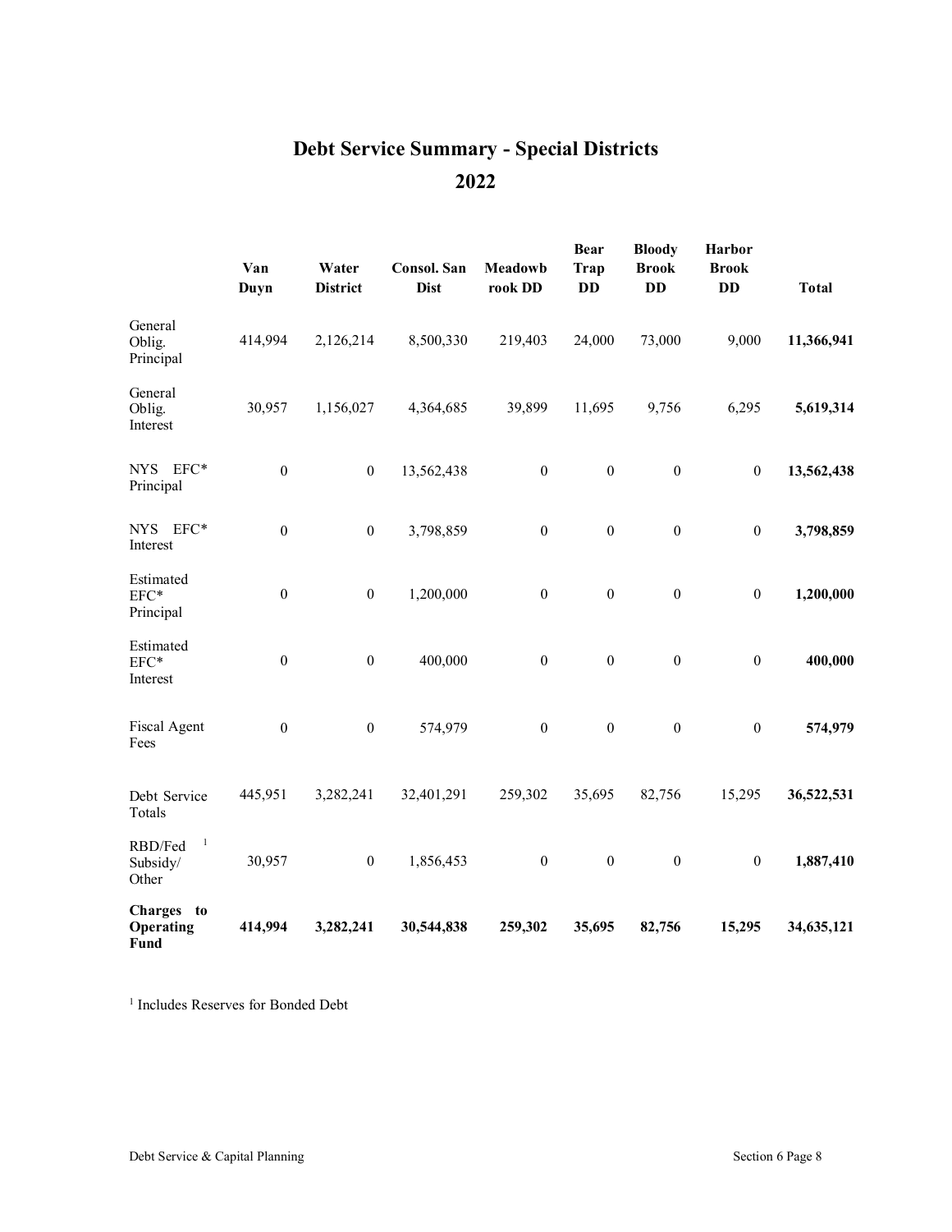# Debt Service Summary - Special Districts

## 2022

| | Van Duyn | Water District | Consol. San Dist | Meadowbrook DD | Bear Trap DD | Bloody Brook DD | Harbor Brook DD | Total |
|---|---|---|---|---|---|---|---|---|
| General Oblig. Principal | 414,994 | 2,126,214 | 8,500,330 | 219,403 | 24,000 | 73,000 | 9,000 | **11,366,941** |
| General Oblig. Interest | 30,957 | 1,156,027 | 4,364,685 | 39,899 | 11,695 | 9,756 | 6,295 | **5,619,314** |
| NYS EFC* Principal | 0 | 0 | 13,562,438 | 0 | 0 | 0 | 0 | **13,562,438** |
| NYS EFC* Interest | 0 | 0 | 3,798,859 | 0 | 0 | 0 | 0 | **3,798,859** |
| Estimated EFC* Principal | 0 | 0 | 1,200,000 | 0 | 0 | 0 | 0 | **1,200,000** |
| Estimated EFC* Interest | 0 | 0 | 400,000 | 0 | 0 | 0 | 0 | **400,000** |
| Fiscal Agent Fees | 0 | 0 | 574,979 | 0 | 0 | 0 | 0 | **574,979** |
| Debt Service Totals | 445,951 | 3,282,241 | 32,401,291 | 259,302 | 35,695 | 82,756 | 15,295 | **36,522,531** |
| RBD/Fed [1] Subsidy/ Other | 30,957 | 0 | 1,856,453 | 0 | 0 | 0 | 0 | **1,887,410** |
| **Charges to Operating Fund** | **414,994** | **3,282,241** | **30,544,838** | **259,302** | **35,695** | **82,756** | **15,295** | **34,635,121** |

[1] Includes Reserves for Bonded Debt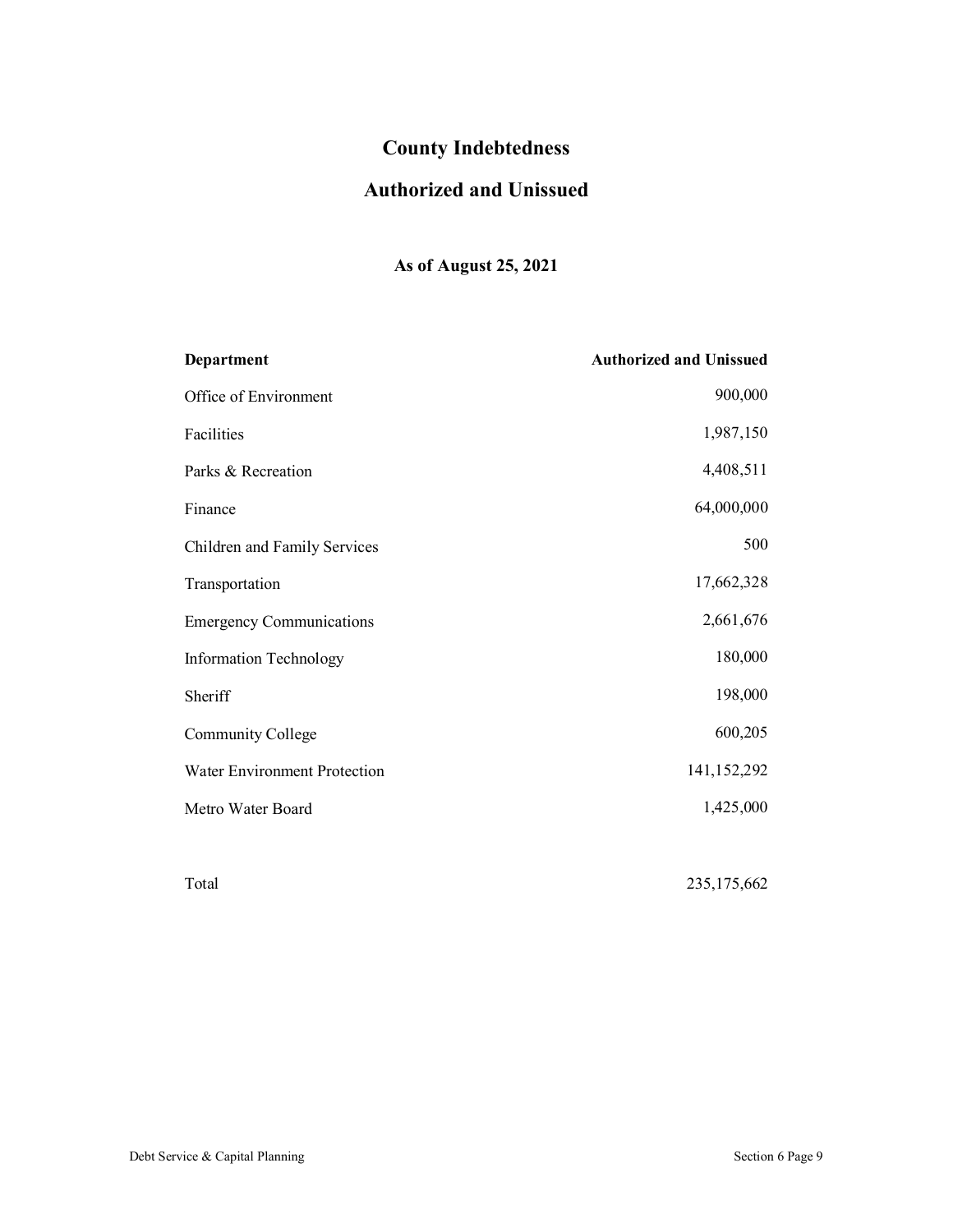# County Indebtedness

## Authorized and Unissued

### As of August 25, 2021

| Department | Authorized and Unissued |
| --- | --- |
| Office of Environment | 900,000 |
| Facilities | 1,987,150 |
| Parks & Recreation | 4,408,511 |
| Finance | 64,000,000 |
| Children and Family Services | 500 |
| Transportation | 17,662,328 |
| Emergency Communications | 2,661,676 |
| Information Technology | 180,000 |
| Sheriff | 198,000 |
| Community College | 600,205 |
| Water Environment Protection | 141,152,292 |
| Metro Water Board | 1,425,000 |
| Total | 235,175,662 |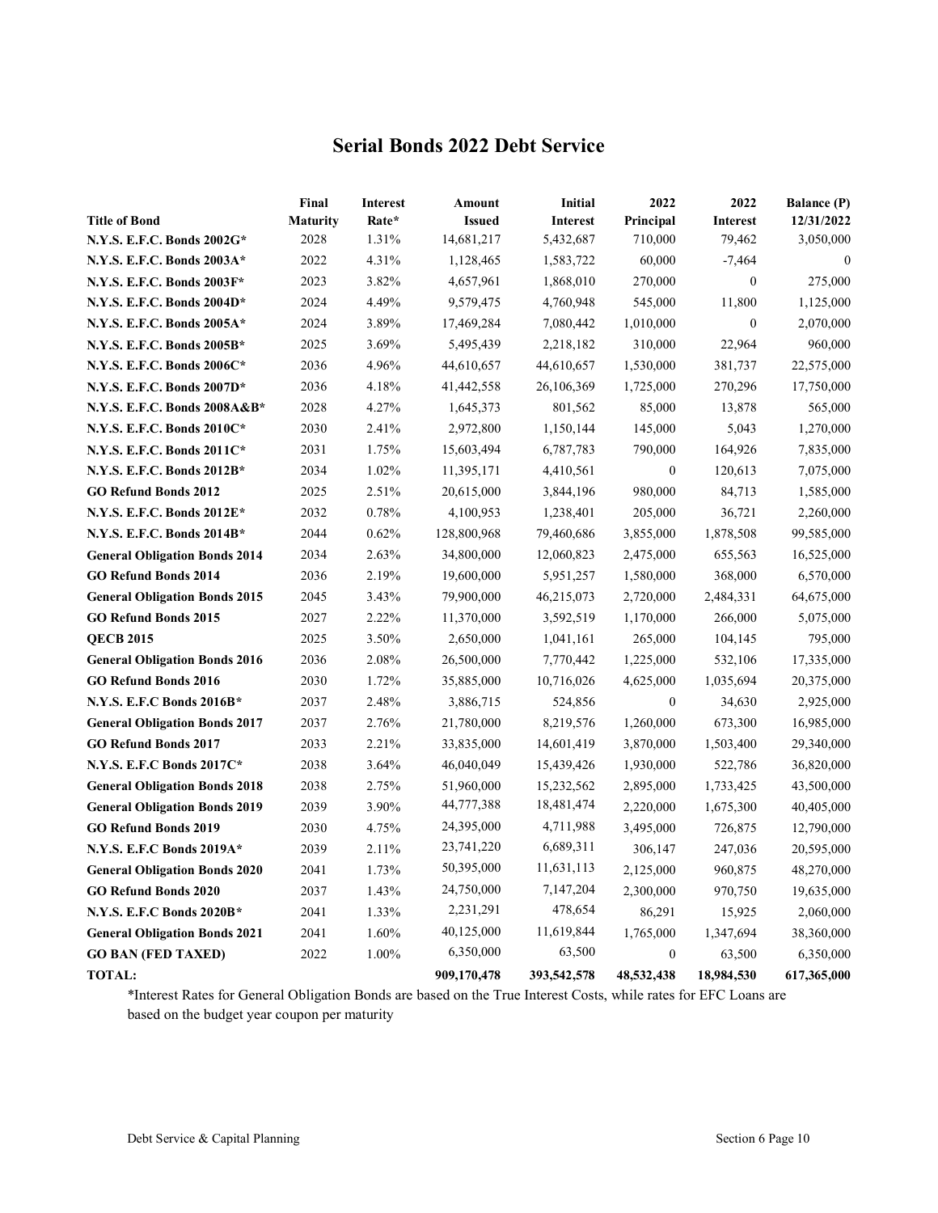# Serial Bonds 2022 Debt Service

| Title of Bond | Final Maturity | Interest Rate* | Amount Issued | Initial Interest | 2022 Principal | 2022 Interest | Balance (P) 12/31/2022 |
|---|---|---|---|---|---|---|---|
| **N.Y.S. E.F.C. Bonds 2002G*** | 2028 | 1.31% | 14,681,217 | 5,432,687 | 710,000 | 79,462 | 3,050,000 |
| **N.Y.S. E.F.C. Bonds 2003A*** | 2022 | 4.31% | 1,128,465 | 1,583,722 | 60,000 | -7,464 | 0 |
| **N.Y.S. E.F.C. Bonds 2003F*** | 2023 | 3.82% | 4,657,961 | 1,868,010 | 270,000 | 0 | 275,000 |
| **N.Y.S. E.F.C. Bonds 2004D*** | 2024 | 4.49% | 9,579,475 | 4,760,948 | 545,000 | 11,800 | 1,125,000 |
| **N.Y.S. E.F.C. Bonds 2005A*** | 2024 | 3.89% | 17,469,284 | 7,080,442 | 1,010,000 | 0 | 2,070,000 |
| **N.Y.S. E.F.C. Bonds 2005B*** | 2025 | 3.69% | 5,495,439 | 2,218,182 | 310,000 | 22,964 | 960,000 |
| **N.Y.S. E.F.C. Bonds 2006C*** | 2036 | 4.96% | 44,610,657 | 44,610,657 | 1,530,000 | 381,737 | 22,575,000 |
| **N.Y.S. E.F.C. Bonds 2007D*** | 2036 | 4.18% | 41,442,558 | 26,106,369 | 1,725,000 | 270,296 | 17,750,000 |
| **N.Y.S. E.F.C. Bonds 2008A&B*** | 2028 | 4.27% | 1,645,373 | 801,562 | 85,000 | 13,878 | 565,000 |
| **N.Y.S. E.F.C. Bonds 2010C*** | 2030 | 2.41% | 2,972,800 | 1,150,144 | 145,000 | 5,043 | 1,270,000 |
| **N.Y.S. E.F.C. Bonds 2011C*** | 2031 | 1.75% | 15,603,494 | 6,787,783 | 790,000 | 164,926 | 7,835,000 |
| **N.Y.S. E.F.C. Bonds 2012B*** | 2034 | 1.02% | 11,395,171 | 4,410,561 | 0 | 120,613 | 7,075,000 |
| **GO Refund Bonds 2012** | 2025 | 2.51% | 20,615,000 | 3,844,196 | 980,000 | 84,713 | 1,585,000 |
| **N.Y.S. E.F.C. Bonds 2012E*** | 2032 | 0.78% | 4,100,953 | 1,238,401 | 205,000 | 36,721 | 2,260,000 |
| **N.Y.S. E.F.C. Bonds 2014B*** | 2044 | 0.62% | 128,800,968 | 79,460,686 | 3,855,000 | 1,878,508 | 99,585,000 |
| **General Obligation Bonds 2014** | 2034 | 2.63% | 34,800,000 | 12,060,823 | 2,475,000 | 655,563 | 16,525,000 |
| **GO Refund Bonds 2014** | 2036 | 2.19% | 19,600,000 | 5,951,257 | 1,580,000 | 368,000 | 6,570,000 |
| **General Obligation Bonds 2015** | 2045 | 3.43% | 79,900,000 | 46,215,073 | 2,720,000 | 2,484,331 | 64,675,000 |
| **GO Refund Bonds 2015** | 2027 | 2.22% | 11,370,000 | 3,592,519 | 1,170,000 | 266,000 | 5,075,000 |
| **QECB 2015** | 2025 | 3.50% | 2,650,000 | 1,041,161 | 265,000 | 104,145 | 795,000 |
| **General Obligation Bonds 2016** | 2036 | 2.08% | 26,500,000 | 7,770,442 | 1,225,000 | 532,106 | 17,335,000 |
| **GO Refund Bonds 2016** | 2030 | 1.72% | 35,885,000 | 10,716,026 | 4,625,000 | 1,035,694 | 20,375,000 |
| **N.Y.S. E.F.C Bonds 2016B*** | 2037 | 2.48% | 3,886,715 | 524,856 | 0 | 34,630 | 2,925,000 |
| **General Obligation Bonds 2017** | 2037 | 2.76% | 21,780,000 | 8,219,576 | 1,260,000 | 673,300 | 16,985,000 |
| **GO Refund Bonds 2017** | 2033 | 2.21% | 33,835,000 | 14,601,419 | 3,870,000 | 1,503,400 | 29,340,000 |
| **N.Y.S. E.F.C Bonds 2017C*** | 2038 | 3.64% | 46,040,049 | 15,439,426 | 1,930,000 | 522,786 | 36,820,000 |
| **General Obligation Bonds 2018** | 2038 | 2.75% | 51,960,000 | 15,232,562 | 2,895,000 | 1,733,425 | 43,500,000 |
| **General Obligation Bonds 2019** | 2039 | 3.90% | 44,777,388 | 18,481,474 | 2,220,000 | 1,675,300 | 40,405,000 |
| **GO Refund Bonds 2019** | 2030 | 4.75% | 24,395,000 | 4,711,988 | 3,495,000 | 726,875 | 12,790,000 |
| **N.Y.S. E.F.C Bonds 2019A*** | 2039 | 2.11% | 23,741,220 | 6,689,311 | 306,147 | 247,036 | 20,595,000 |
| **General Obligation Bonds 2020** | 2041 | 1.73% | 50,395,000 | 11,631,113 | 2,125,000 | 960,875 | 48,270,000 |
| **GO Refund Bonds 2020** | 2037 | 1.43% | 24,750,000 | 7,147,204 | 2,300,000 | 970,750 | 19,635,000 |
| **N.Y.S. E.F.C Bonds 2020B*** | 2041 | 1.33% | 2,231,291 | 478,654 | 86,291 | 15,925 | 2,060,000 |
| **General Obligation Bonds 2021** | 2041 | 1.60% | 40,125,000 | 11,619,844 | 1,765,000 | 1,347,694 | 38,360,000 |
| **GO BAN (FED TAXED)** | 2022 | 1.00% | 6,350,000 | 63,500 | 0 | 63,500 | 6,350,000 |
| **TOTAL:** | | | **909,170,478** | **393,542,578** | **48,532,438** | **18,984,530** | **617,365,000** |

*Interest Rates for General Obligation Bonds are based on the True Interest Costs, while rates for EFC Loans are based on the budget year coupon per maturity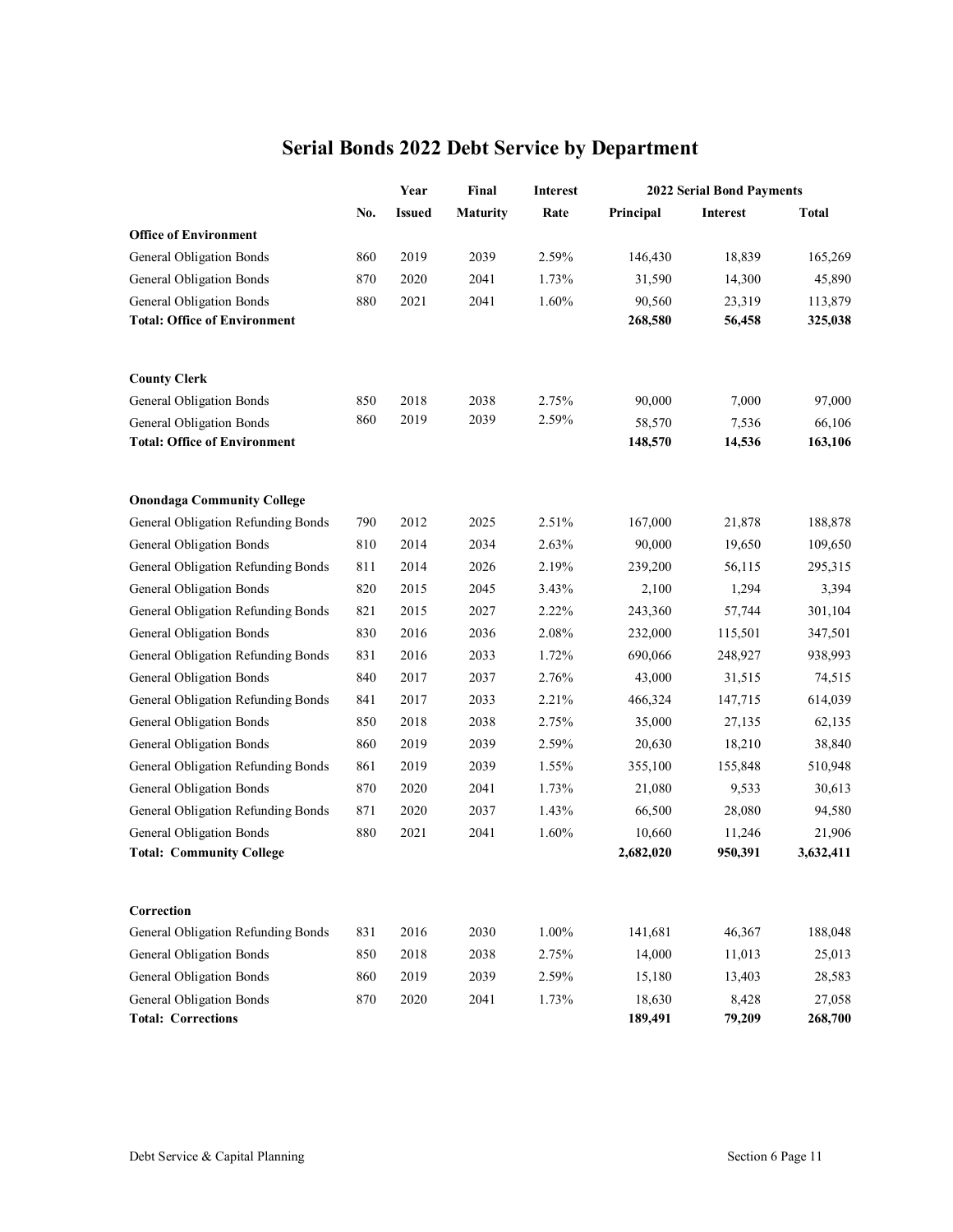# Serial Bonds 2022 Debt Service by Department

| | No. | Year Issued | Final Maturity | Interest Rate | 2022 Serial Bond Payments Principal | Interest | Total |
|---|---|---|---|---|---|---|---|
| **Office of Environment** | | | | | | | |
| General Obligation Bonds | 860 | 2019 | 2039 | 2.59% | 146,430 | 18,839 | 165,269 |
| General Obligation Bonds | 870 | 2020 | 2041 | 1.73% | 31,590 | 14,300 | 45,890 |
| General Obligation Bonds | 880 | 2021 | 2041 | 1.60% | 90,560 | 23,319 | 113,879 |
| **Total: Office of Environment** | | | | | **268,580** | **56,458** | **325,038** |
| | | | | | | | |
| **County Clerk** | | | | | | | |
| General Obligation Bonds | 850 | 2018 | 2038 | 2.75% | 90,000 | 7,000 | 97,000 |
| General Obligation Bonds | 860 | 2019 | 2039 | 2.59% | 58,570 | 7,536 | 66,106 |
| **Total: Office of Environment** | | | | | **148,570** | **14,536** | **163,106** |
| | | | | | | | |
| **Onondaga Community College** | | | | | | | |
| General Obligation Refunding Bonds | 790 | 2012 | 2025 | 2.51% | 167,000 | 21,878 | 188,878 |
| General Obligation Bonds | 810 | 2014 | 2034 | 2.63% | 90,000 | 19,650 | 109,650 |
| General Obligation Refunding Bonds | 811 | 2014 | 2026 | 2.19% | 239,200 | 56,115 | 295,315 |
| General Obligation Bonds | 820 | 2015 | 2045 | 3.43% | 2,100 | 1,294 | 3,394 |
| General Obligation Refunding Bonds | 821 | 2015 | 2027 | 2.22% | 243,360 | 57,744 | 301,104 |
| General Obligation Bonds | 830 | 2016 | 2036 | 2.08% | 232,000 | 115,501 | 347,501 |
| General Obligation Refunding Bonds | 831 | 2016 | 2033 | 1.72% | 690,066 | 248,927 | 938,993 |
| General Obligation Bonds | 840 | 2017 | 2037 | 2.76% | 43,000 | 31,515 | 74,515 |
| General Obligation Refunding Bonds | 841 | 2017 | 2033 | 2.21% | 466,324 | 147,715 | 614,039 |
| General Obligation Bonds | 850 | 2018 | 2038 | 2.75% | 35,000 | 27,135 | 62,135 |
| General Obligation Bonds | 860 | 2019 | 2039 | 2.59% | 20,630 | 18,210 | 38,840 |
| General Obligation Refunding Bonds | 861 | 2019 | 2039 | 1.55% | 355,100 | 155,848 | 510,948 |
| General Obligation Bonds | 870 | 2020 | 2041 | 1.73% | 21,080 | 9,533 | 30,613 |
| General Obligation Refunding Bonds | 871 | 2020 | 2037 | 1.43% | 66,500 | 28,080 | 94,580 |
| General Obligation Bonds | 880 | 2021 | 2041 | 1.60% | 10,660 | 11,246 | 21,906 |
| **Total: Community College** | | | | | **2,682,020** | **950,391** | **3,632,411** |
| | | | | | | | |
| **Correction** | | | | | | | |
| General Obligation Refunding Bonds | 831 | 2016 | 2030 | 1.00% | 141,681 | 46,367 | 188,048 |
| General Obligation Bonds | 850 | 2018 | 2038 | 2.75% | 14,000 | 11,013 | 25,013 |
| General Obligation Bonds | 860 | 2019 | 2039 | 2.59% | 15,180 | 13,403 | 28,583 |
| General Obligation Bonds | 870 | 2020 | 2041 | 1.73% | 18,630 | 8,428 | 27,058 |
| **Total: Corrections** | | | | | **189,491** | **79,209** | **268,700** |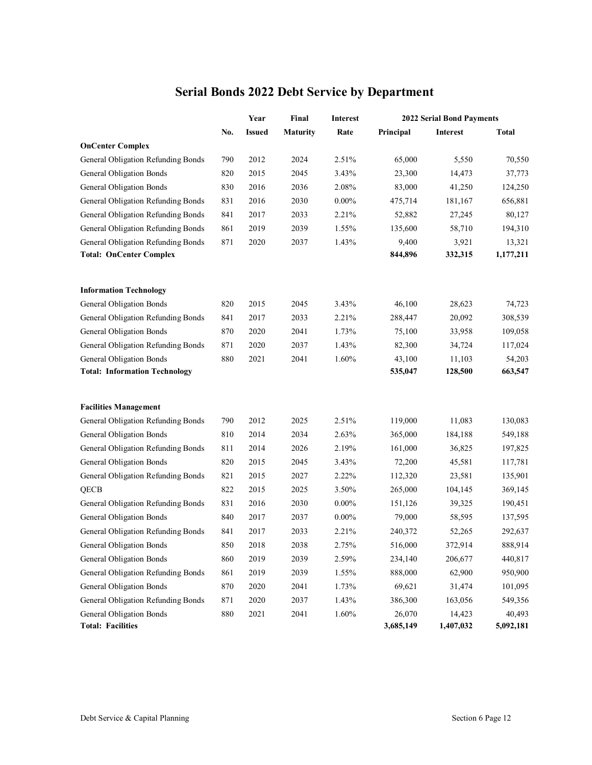# Serial Bonds 2022 Debt Service by Department

| | No. | Year Issued | Final Maturity | Interest Rate | 2022 Serial Bond Payments Principal | Interest | Total |
|---|---|---|---|---|---|---|---|
| **OnCenter Complex** | | | | | | | |
| General Obligation Refunding Bonds | 790 | 2012 | 2024 | 2.51% | 65,000 | 5,550 | 70,550 |
| General Obligation Bonds | 820 | 2015 | 2045 | 3.43% | 23,300 | 14,473 | 37,773 |
| General Obligation Bonds | 830 | 2016 | 2036 | 2.08% | 83,000 | 41,250 | 124,250 |
| General Obligation Refunding Bonds | 831 | 2016 | 2030 | 0.00% | 475,714 | 181,167 | 656,881 |
| General Obligation Refunding Bonds | 841 | 2017 | 2033 | 2.21% | 52,882 | 27,245 | 80,127 |
| General Obligation Refunding Bonds | 861 | 2019 | 2039 | 1.55% | 135,600 | 58,710 | 194,310 |
| General Obligation Refunding Bonds | 871 | 2020 | 2037 | 1.43% | 9,400 | 3,921 | 13,321 |
| **Total: OnCenter Complex** | | | | | **844,896** | **332,315** | **1,177,211** |
| | | | | | | | |
| **Information Technology** | | | | | | | |
| General Obligation Bonds | 820 | 2015 | 2045 | 3.43% | 46,100 | 28,623 | 74,723 |
| General Obligation Refunding Bonds | 841 | 2017 | 2033 | 2.21% | 288,447 | 20,092 | 308,539 |
| General Obligation Bonds | 870 | 2020 | 2041 | 1.73% | 75,100 | 33,958 | 109,058 |
| General Obligation Refunding Bonds | 871 | 2020 | 2037 | 1.43% | 82,300 | 34,724 | 117,024 |
| General Obligation Bonds | 880 | 2021 | 2041 | 1.60% | 43,100 | 11,103 | 54,203 |
| **Total: Information Technology** | | | | | **535,047** | **128,500** | **663,547** |
| | | | | | | | |
| **Facilities Management** | | | | | | | |
| General Obligation Refunding Bonds | 790 | 2012 | 2025 | 2.51% | 119,000 | 11,083 | 130,083 |
| General Obligation Bonds | 810 | 2014 | 2034 | 2.63% | 365,000 | 184,188 | 549,188 |
| General Obligation Refunding Bonds | 811 | 2014 | 2026 | 2.19% | 161,000 | 36,825 | 197,825 |
| General Obligation Bonds | 820 | 2015 | 2045 | 3.43% | 72,200 | 45,581 | 117,781 |
| General Obligation Refunding Bonds | 821 | 2015 | 2027 | 2.22% | 112,320 | 23,581 | 135,901 |
| QECB | 822 | 2015 | 2025 | 3.50% | 265,000 | 104,145 | 369,145 |
| General Obligation Refunding Bonds | 831 | 2016 | 2030 | 0.00% | 151,126 | 39,325 | 190,451 |
| General Obligation Bonds | 840 | 2017 | 2037 | 0.00% | 79,000 | 58,595 | 137,595 |
| General Obligation Refunding Bonds | 841 | 2017 | 2033 | 2.21% | 240,372 | 52,265 | 292,637 |
| General Obligation Bonds | 850 | 2018 | 2038 | 2.75% | 516,000 | 372,914 | 888,914 |
| General Obligation Bonds | 860 | 2019 | 2039 | 2.59% | 234,140 | 206,677 | 440,817 |
| General Obligation Refunding Bonds | 861 | 2019 | 2039 | 1.55% | 888,000 | 62,900 | 950,900 |
| General Obligation Bonds | 870 | 2020 | 2041 | 1.73% | 69,621 | 31,474 | 101,095 |
| General Obligation Refunding Bonds | 871 | 2020 | 2037 | 1.43% | 386,300 | 163,056 | 549,356 |
| General Obligation Bonds | 880 | 2021 | 2041 | 1.60% | 26,070 | 14,423 | 40,493 |
| **Total: Facilities** | | | | | **3,685,149** | **1,407,032** | **5,092,181** |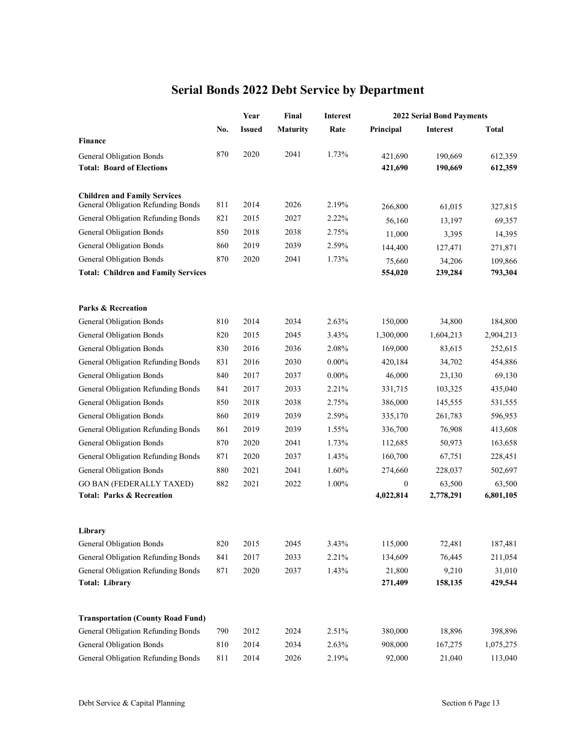# Serial Bonds 2022 Debt Service by Department

| | No. | Year Issued | Final Maturity | Interest Rate | 2022 Serial Bond Payments Principal | Interest | Total |
|---|---|---|---|---|---|---|---|
| **Finance** | | | | | | | |
| General Obligation Bonds | 870 | 2020 | 2041 | 1.73% | 421,690 | 190,669 | 612,359 |
| **Total: Board of Elections** | | | | | **421,690** | **190,669** | **612,359** |
| | | | | | | | |
| **Children and Family Services** | | | | | | | |
| General Obligation Refunding Bonds | 811 | 2014 | 2026 | 2.19% | 266,800 | 61,015 | 327,815 |
| General Obligation Refunding Bonds | 821 | 2015 | 2027 | 2.22% | 56,160 | 13,197 | 69,357 |
| General Obligation Bonds | 850 | 2018 | 2038 | 2.75% | 11,000 | 3,395 | 14,395 |
| General Obligation Bonds | 860 | 2019 | 2039 | 2.59% | 144,400 | 127,471 | 271,871 |
| General Obligation Bonds | 870 | 2020 | 2041 | 1.73% | 75,660 | 34,206 | 109,866 |
| **Total: Children and Family Services** | | | | | **554,020** | **239,284** | **793,304** |
| | | | | | | | |
| **Parks & Recreation** | | | | | | | |
| General Obligation Bonds | 810 | 2014 | 2034 | 2.63% | 150,000 | 34,800 | 184,800 |
| General Obligation Bonds | 820 | 2015 | 2045 | 3.43% | 1,300,000 | 1,604,213 | 2,904,213 |
| General Obligation Bonds | 830 | 2016 | 2036 | 2.08% | 169,000 | 83,615 | 252,615 |
| General Obligation Refunding Bonds | 831 | 2016 | 2030 | 0.00% | 420,184 | 34,702 | 454,886 |
| General Obligation Bonds | 840 | 2017 | 2037 | 0.00% | 46,000 | 23,130 | 69,130 |
| General Obligation Refunding Bonds | 841 | 2017 | 2033 | 2.21% | 331,715 | 103,325 | 435,040 |
| General Obligation Bonds | 850 | 2018 | 2038 | 2.75% | 386,000 | 145,555 | 531,555 |
| General Obligation Bonds | 860 | 2019 | 2039 | 2.59% | 335,170 | 261,783 | 596,953 |
| General Obligation Refunding Bonds | 861 | 2019 | 2039 | 1.55% | 336,700 | 76,908 | 413,608 |
| General Obligation Bonds | 870 | 2020 | 2041 | 1.73% | 112,685 | 50,973 | 163,658 |
| General Obligation Refunding Bonds | 871 | 2020 | 2037 | 1.43% | 160,700 | 67,751 | 228,451 |
| General Obligation Bonds | 880 | 2021 | 2041 | 1.60% | 274,660 | 228,037 | 502,697 |
| GO BAN (FEDERALLY TAXED) | 882 | 2021 | 2022 | 1.00% | 0 | 63,500 | 63,500 |
| **Total: Parks & Recreation** | | | | | **4,022,814** | **2,778,291** | **6,801,105** |
| | | | | | | | |
| **Library** | | | | | | | |
| General Obligation Bonds | 820 | 2015 | 2045 | 3.43% | 115,000 | 72,481 | 187,481 |
| General Obligation Refunding Bonds | 841 | 2017 | 2033 | 2.21% | 134,609 | 76,445 | 211,054 |
| General Obligation Refunding Bonds | 871 | 2020 | 2037 | 1.43% | 21,800 | 9,210 | 31,010 |
| **Total: Library** | | | | | **271,409** | **158,135** | **429,544** |
| | | | | | | | |
| **Transportation (County Road Fund)** | | | | | | | |
| General Obligation Refunding Bonds | 790 | 2012 | 2024 | 2.51% | 380,000 | 18,896 | 398,896 |
| General Obligation Bonds | 810 | 2014 | 2034 | 2.63% | 908,000 | 167,275 | 1,075,275 |
| General Obligation Refunding Bonds | 811 | 2014 | 2026 | 2.19% | 92,000 | 21,040 | 113,040 |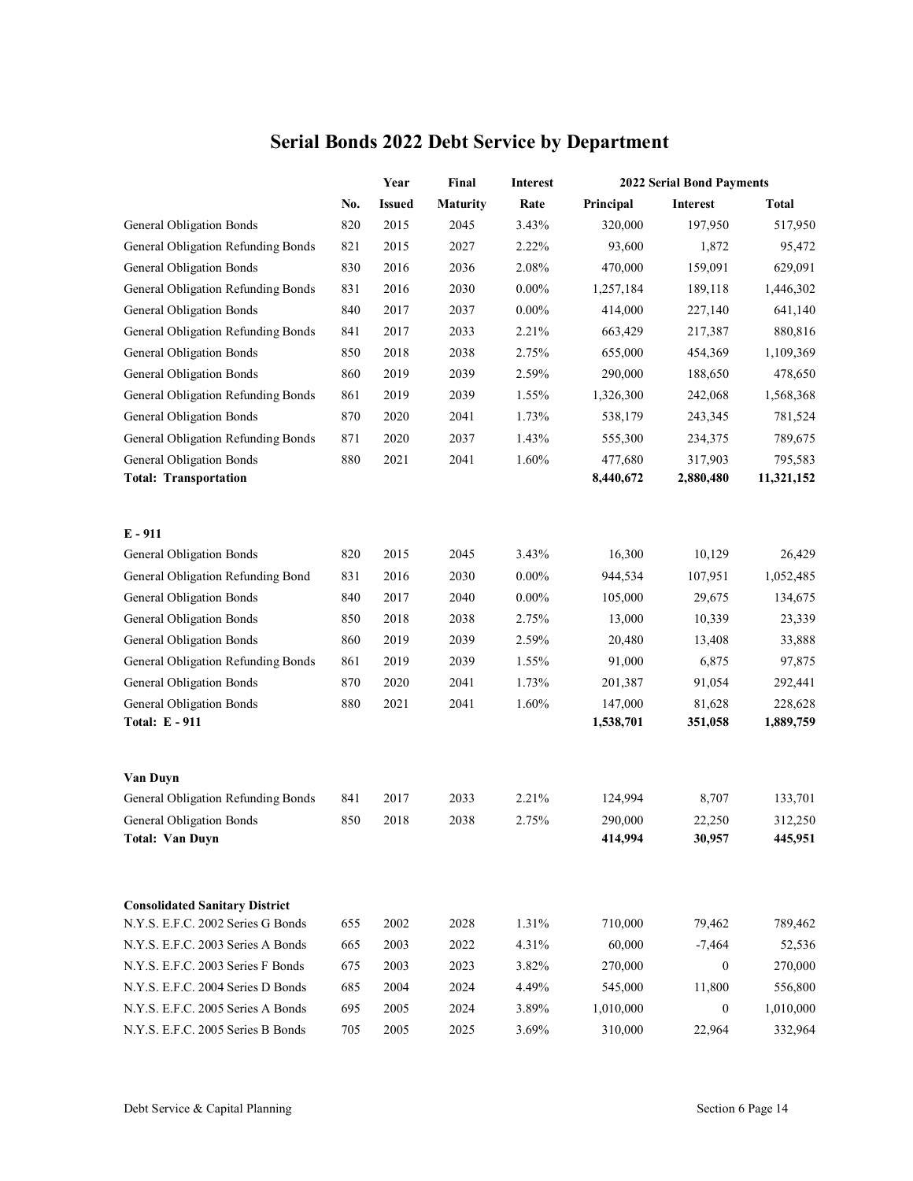# Serial Bonds 2022 Debt Service by Department

| | No. | Year Issued | Final Maturity | Interest Rate | 2022 Serial Bond Payments Principal | Interest | Total |
|---|---|---|---|---|---|---|---|
| General Obligation Bonds | 820 | 2015 | 2045 | 3.43% | 320,000 | 197,950 | 517,950 |
| General Obligation Refunding Bonds | 821 | 2015 | 2027 | 2.22% | 93,600 | 1,872 | 95,472 |
| General Obligation Bonds | 830 | 2016 | 2036 | 2.08% | 470,000 | 159,091 | 629,091 |
| General Obligation Refunding Bonds | 831 | 2016 | 2030 | 0.00% | 1,257,184 | 189,118 | 1,446,302 |
| General Obligation Bonds | 840 | 2017 | 2037 | 0.00% | 414,000 | 227,140 | 641,140 |
| General Obligation Refunding Bonds | 841 | 2017 | 2033 | 2.21% | 663,429 | 217,387 | 880,816 |
| General Obligation Bonds | 850 | 2018 | 2038 | 2.75% | 655,000 | 454,369 | 1,109,369 |
| General Obligation Bonds | 860 | 2019 | 2039 | 2.59% | 290,000 | 188,650 | 478,650 |
| General Obligation Refunding Bonds | 861 | 2019 | 2039 | 1.55% | 1,326,300 | 242,068 | 1,568,368 |
| General Obligation Bonds | 870 | 2020 | 2041 | 1.73% | 538,179 | 243,345 | 781,524 |
| General Obligation Refunding Bonds | 871 | 2020 | 2037 | 1.43% | 555,300 | 234,375 | 789,675 |
| General Obligation Bonds | 880 | 2021 | 2041 | 1.60% | 477,680 | 317,903 | 795,583 |
| **Total: Transportation** | | | | | **8,440,672** | **2,880,480** | **11,321,152** |
| | | | | | | | |
| **E - 911** | | | | | | | |
| General Obligation Bonds | 820 | 2015 | 2045 | 3.43% | 16,300 | 10,129 | 26,429 |
| General Obligation Refunding Bond | 831 | 2016 | 2030 | 0.00% | 944,534 | 107,951 | 1,052,485 |
| General Obligation Bonds | 840 | 2017 | 2040 | 0.00% | 105,000 | 29,675 | 134,675 |
| General Obligation Bonds | 850 | 2018 | 2038 | 2.75% | 13,000 | 10,339 | 23,339 |
| General Obligation Bonds | 860 | 2019 | 2039 | 2.59% | 20,480 | 13,408 | 33,888 |
| General Obligation Refunding Bonds | 861 | 2019 | 2039 | 1.55% | 91,000 | 6,875 | 97,875 |
| General Obligation Bonds | 870 | 2020 | 2041 | 1.73% | 201,387 | 91,054 | 292,441 |
| General Obligation Bonds | 880 | 2021 | 2041 | 1.60% | 147,000 | 81,628 | 228,628 |
| **Total: E - 911** | | | | | **1,538,701** | **351,058** | **1,889,759** |
| | | | | | | | |
| **Van Duyn** | | | | | | | |
| General Obligation Refunding Bonds | 841 | 2017 | 2033 | 2.21% | 124,994 | 8,707 | 133,701 |
| General Obligation Bonds | 850 | 2018 | 2038 | 2.75% | 290,000 | 22,250 | 312,250 |
| **Total: Van Duyn** | | | | | **414,994** | **30,957** | **445,951** |
| | | | | | | | |
| **Consolidated Sanitary District** | | | | | | | |
| N.Y.S. E.F.C. 2002 Series G Bonds | 655 | 2002 | 2028 | 1.31% | 710,000 | 79,462 | 789,462 |
| N.Y.S. E.F.C. 2003 Series A Bonds | 665 | 2003 | 2022 | 4.31% | 60,000 | -7,464 | 52,536 |
| N.Y.S. E.F.C. 2003 Series F Bonds | 675 | 2003 | 2023 | 3.82% | 270,000 | 0 | 270,000 |
| N.Y.S. E.F.C. 2004 Series D Bonds | 685 | 2004 | 2024 | 4.49% | 545,000 | 11,800 | 556,800 |
| N.Y.S. E.F.C. 2005 Series A Bonds | 695 | 2005 | 2024 | 3.89% | 1,010,000 | 0 | 1,010,000 |
| N.Y.S. E.F.C. 2005 Series B Bonds | 705 | 2005 | 2025 | 3.69% | 310,000 | 22,964 | 332,964 |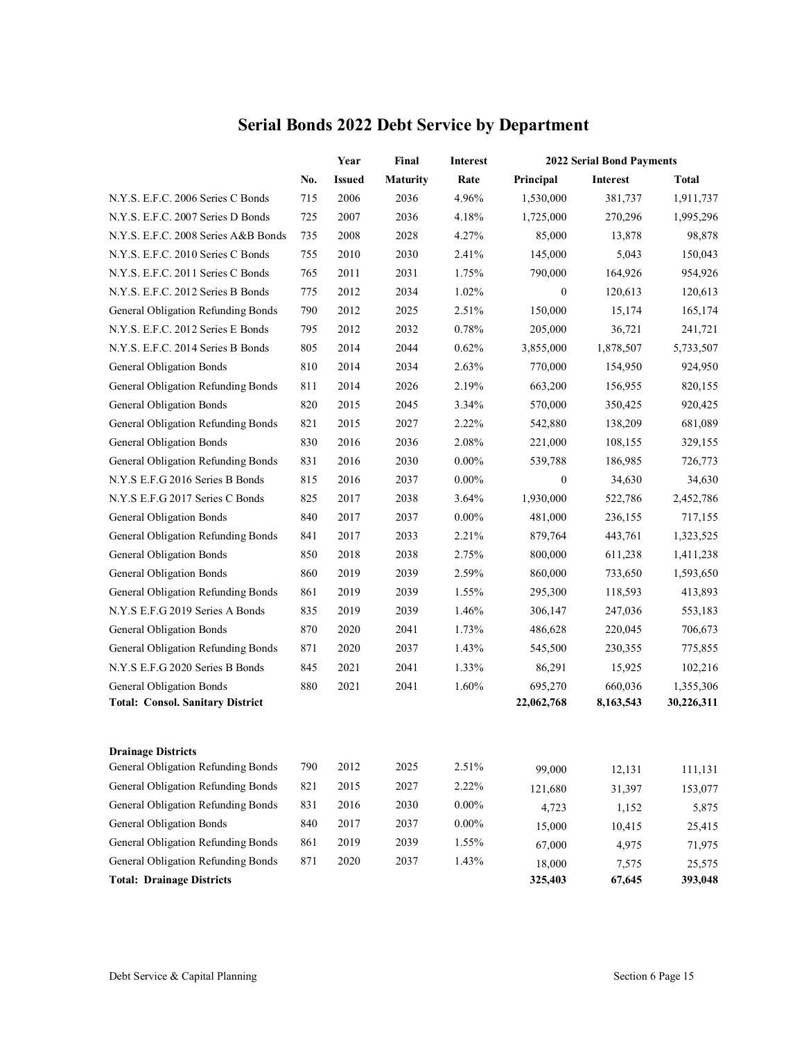# Serial Bonds 2022 Debt Service by Department

| | No. | Year Issued | Final Maturity | Interest Rate | 2022 Serial Bond Payments Principal | Interest | Total |
|---|---|---|---|---|---|---|---|
| N.Y.S. E.F.C. 2006 Series C Bonds | 715 | 2006 | 2036 | 4.96% | 1,530,000 | 381,737 | 1,911,737 |
| N.Y.S. E.F.C. 2007 Series D Bonds | 725 | 2007 | 2036 | 4.18% | 1,725,000 | 270,296 | 1,995,296 |
| N.Y.S. E.F.C. 2008 Series A&B Bonds | 735 | 2008 | 2028 | 4.27% | 85,000 | 13,878 | 98,878 |
| N.Y.S. E.F.C. 2010 Series C Bonds | 755 | 2010 | 2030 | 2.41% | 145,000 | 5,043 | 150,043 |
| N.Y.S. E.F.C. 2011 Series C Bonds | 765 | 2011 | 2031 | 1.75% | 790,000 | 164,926 | 954,926 |
| N.Y.S. E.F.C. 2012 Series B Bonds | 775 | 2012 | 2034 | 1.02% | 0 | 120,613 | 120,613 |
| General Obligation Refunding Bonds | 790 | 2012 | 2025 | 2.51% | 150,000 | 15,174 | 165,174 |
| N.Y.S. E.F.C. 2012 Series E Bonds | 795 | 2012 | 2032 | 0.78% | 205,000 | 36,721 | 241,721 |
| N.Y.S. E.F.C. 2014 Series B Bonds | 805 | 2014 | 2044 | 0.62% | 3,855,000 | 1,878,507 | 5,733,507 |
| General Obligation Bonds | 810 | 2014 | 2034 | 2.63% | 770,000 | 154,950 | 924,950 |
| General Obligation Refunding Bonds | 811 | 2014 | 2026 | 2.19% | 663,200 | 156,955 | 820,155 |
| General Obligation Bonds | 820 | 2015 | 2045 | 3.34% | 570,000 | 350,425 | 920,425 |
| General Obligation Refunding Bonds | 821 | 2015 | 2027 | 2.22% | 542,880 | 138,209 | 681,089 |
| General Obligation Bonds | 830 | 2016 | 2036 | 2.08% | 221,000 | 108,155 | 329,155 |
| General Obligation Refunding Bonds | 831 | 2016 | 2030 | 0.00% | 539,788 | 186,985 | 726,773 |
| N.Y.S E.F.G 2016 Series B Bonds | 815 | 2016 | 2037 | 0.00% | 0 | 34,630 | 34,630 |
| N.Y.S E.F.G 2017 Series C Bonds | 825 | 2017 | 2038 | 3.64% | 1,930,000 | 522,786 | 2,452,786 |
| General Obligation Bonds | 840 | 2017 | 2037 | 0.00% | 481,000 | 236,155 | 717,155 |
| General Obligation Refunding Bonds | 841 | 2017 | 2033 | 2.21% | 879,764 | 443,761 | 1,323,525 |
| General Obligation Bonds | 850 | 2018 | 2038 | 2.75% | 800,000 | 611,238 | 1,411,238 |
| General Obligation Bonds | 860 | 2019 | 2039 | 2.59% | 860,000 | 733,650 | 1,593,650 |
| General Obligation Refunding Bonds | 861 | 2019 | 2039 | 1.55% | 295,300 | 118,593 | 413,893 |
| N.Y.S E.F.G 2019 Series A Bonds | 835 | 2019 | 2039 | 1.46% | 306,147 | 247,036 | 553,183 |
| General Obligation Bonds | 870 | 2020 | 2041 | 1.73% | 486,628 | 220,045 | 706,673 |
| General Obligation Refunding Bonds | 871 | 2020 | 2037 | 1.43% | 545,500 | 230,355 | 775,855 |
| N.Y.S E.F.G 2020 Series B Bonds | 845 | 2021 | 2041 | 1.33% | 86,291 | 15,925 | 102,216 |
| General Obligation Bonds | 880 | 2021 | 2041 | 1.60% | 695,270 | 660,036 | 1,355,306 |
| **Total: Consol. Sanitary District** | | | | | **22,062,768** | **8,163,543** | **30,226,311** |
| | | | | | | | |
| **Drainage Districts** | | | | | | | |
| General Obligation Refunding Bonds | 790 | 2012 | 2025 | 2.51% | 99,000 | 12,131 | 111,131 |
| General Obligation Refunding Bonds | 821 | 2015 | 2027 | 2.22% | 121,680 | 31,397 | 153,077 |
| General Obligation Refunding Bonds | 831 | 2016 | 2030 | 0.00% | 4,723 | 1,152 | 5,875 |
| General Obligation Bonds | 840 | 2017 | 2037 | 0.00% | 15,000 | 10,415 | 25,415 |
| General Obligation Refunding Bonds | 861 | 2019 | 2039 | 1.55% | 67,000 | 4,975 | 71,975 |
| General Obligation Refunding Bonds | 871 | 2020 | 2037 | 1.43% | 18,000 | 7,575 | 25,575 |
| **Total: Drainage Districts** | | | | | **325,403** | **67,645** | **393,048** |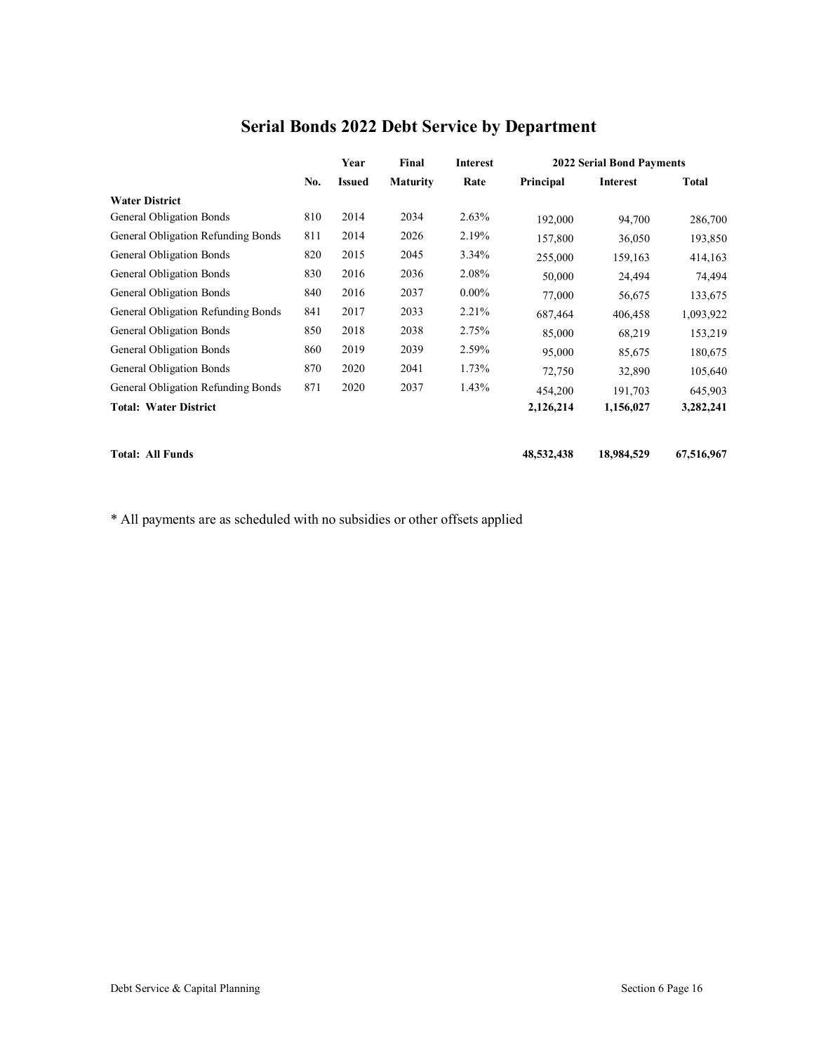# Serial Bonds 2022 Debt Service by Department

| | | Year | Final | Interest | 2022 Serial Bond Payments | | |
|---|---|---|---|---|---|---|---|
| | No. | Issued | Maturity | Rate | Principal | Interest | Total |
| **Water District** | | | | | | | |
| General Obligation Bonds | 810 | 2014 | 2034 | 2.63% | 192,000 | 94,700 | 286,700 |
| General Obligation Refunding Bonds | 811 | 2014 | 2026 | 2.19% | 157,800 | 36,050 | 193,850 |
| General Obligation Bonds | 820 | 2015 | 2045 | 3.34% | 255,000 | 159,163 | 414,163 |
| General Obligation Bonds | 830 | 2016 | 2036 | 2.08% | 50,000 | 24,494 | 74,494 |
| General Obligation Bonds | 840 | 2016 | 2037 | 0.00% | 77,000 | 56,675 | 133,675 |
| General Obligation Refunding Bonds | 841 | 2017 | 2033 | 2.21% | 687,464 | 406,458 | 1,093,922 |
| General Obligation Bonds | 850 | 2018 | 2038 | 2.75% | 85,000 | 68,219 | 153,219 |
| General Obligation Bonds | 860 | 2019 | 2039 | 2.59% | 95,000 | 85,675 | 180,675 |
| General Obligation Bonds | 870 | 2020 | 2041 | 1.73% | 72,750 | 32,890 | 105,640 |
| General Obligation Refunding Bonds | 871 | 2020 | 2037 | 1.43% | 454,200 | 191,703 | 645,903 |
| **Total: Water District** | | | | | **2,126,214** | **1,156,027** | **3,282,241** |
| | | | | | | | |
| **Total: All Funds** | | | | | **48,532,438** | **18,984,529** | **67,516,967** |

* All payments are as scheduled with no subsidies or other offsets applied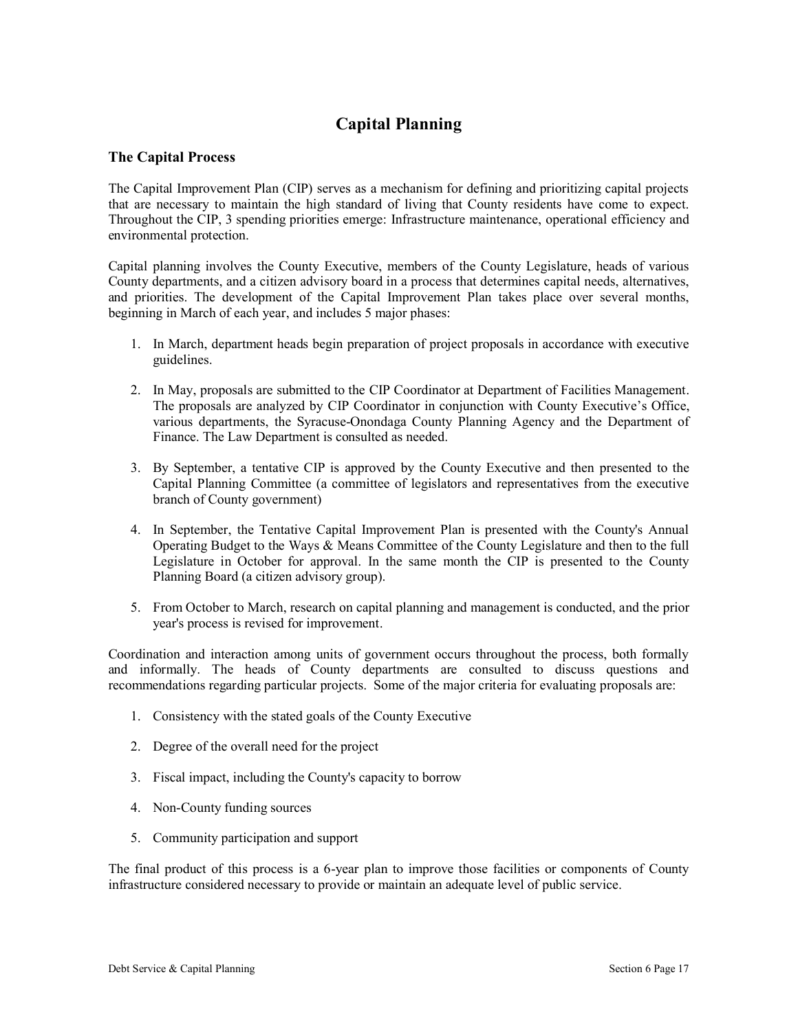# Capital Planning

## The Capital Process

The Capital Improvement Plan (CIP) serves as a mechanism for defining and prioritizing capital projects that are necessary to maintain the high standard of living that County residents have come to expect. Throughout the CIP, 3 spending priorities emerge: Infrastructure maintenance, operational efficiency and environmental protection.

Capital planning involves the County Executive, members of the County Legislature, heads of various County departments, and a citizen advisory board in a process that determines capital needs, alternatives, and priorities. The development of the Capital Improvement Plan takes place over several months, beginning in March of each year, and includes 5 major phases:

1. In March, department heads begin preparation of project proposals in accordance with executive guidelines.
2. In May, proposals are submitted to the CIP Coordinator at Department of Facilities Management. The proposals are analyzed by CIP Coordinator in conjunction with County Executive's Office, various departments, the Syracuse-Onondaga County Planning Agency and the Department of Finance. The Law Department is consulted as needed.
3. By September, a tentative CIP is approved by the County Executive and then presented to the Capital Planning Committee (a committee of legislators and representatives from the executive branch of County government)
4. In September, the Tentative Capital Improvement Plan is presented with the County's Annual Operating Budget to the Ways & Means Committee of the County Legislature and then to the full Legislature in October for approval. In the same month the CIP is presented to the County Planning Board (a citizen advisory group).
5. From October to March, research on capital planning and management is conducted, and the prior year's process is revised for improvement.

Coordination and interaction among units of government occurs throughout the process, both formally and informally. The heads of County departments are consulted to discuss questions and recommendations regarding particular projects. Some of the major criteria for evaluating proposals are:

1. Consistency with the stated goals of the County Executive
2. Degree of the overall need for the project
3. Fiscal impact, including the County's capacity to borrow
4. Non-County funding sources
5. Community participation and support

The final product of this process is a 6-year plan to improve those facilities or components of County infrastructure considered necessary to provide or maintain an adequate level of public service.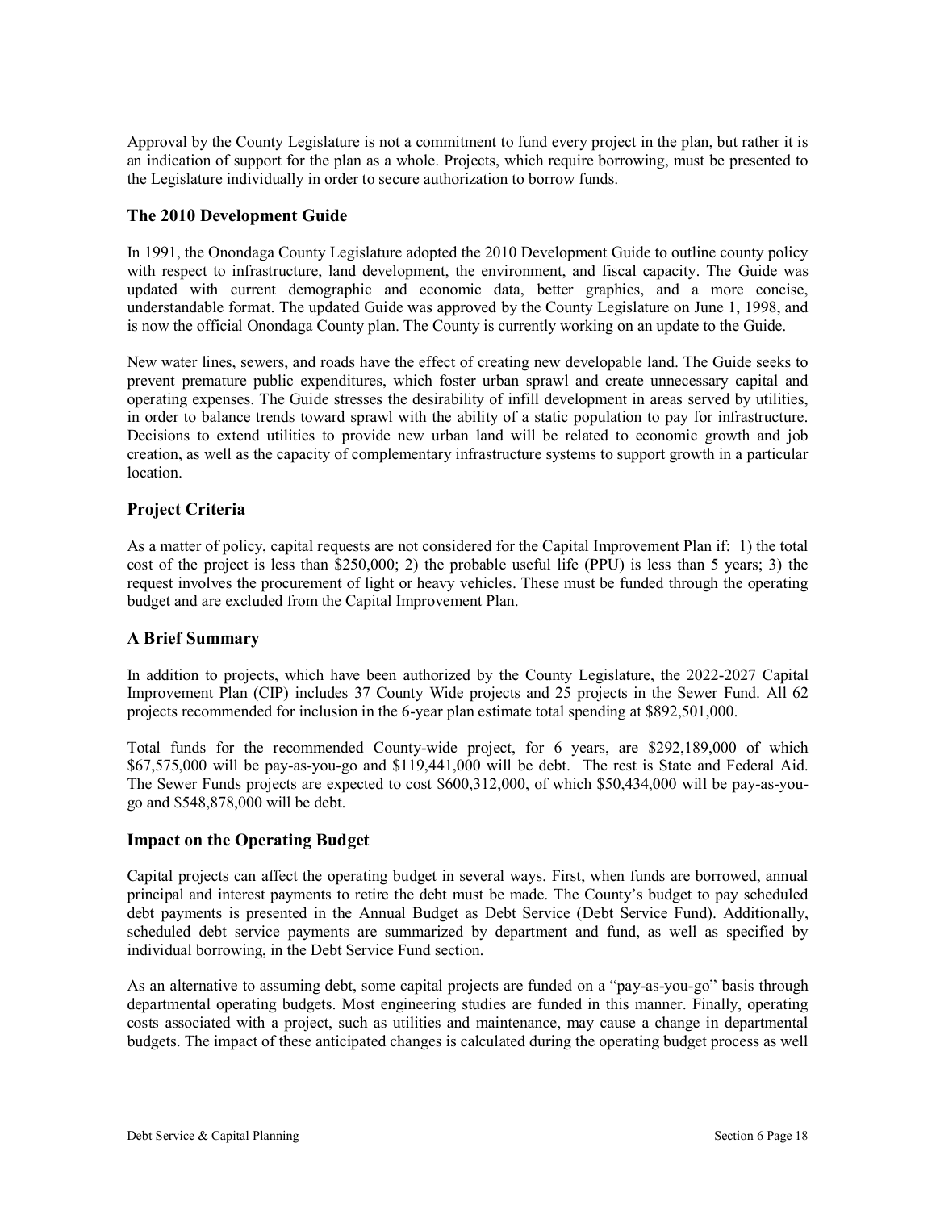Approval by the County Legislature is not a commitment to fund every project in the plan, but rather it is an indication of support for the plan as a whole. Projects, which require borrowing, must be presented to the Legislature individually in order to secure authorization to borrow funds.

## The 2010 Development Guide

In 1991, the Onondaga County Legislature adopted the 2010 Development Guide to outline county policy with respect to infrastructure, land development, the environment, and fiscal capacity. The Guide was updated with current demographic and economic data, better graphics, and a more concise, understandable format. The updated Guide was approved by the County Legislature on June 1, 1998, and is now the official Onondaga County plan. The County is currently working on an update to the Guide.

New water lines, sewers, and roads have the effect of creating new developable land. The Guide seeks to prevent premature public expenditures, which foster urban sprawl and create unnecessary capital and operating expenses. The Guide stresses the desirability of infill development in areas served by utilities, in order to balance trends toward sprawl with the ability of a static population to pay for infrastructure. Decisions to extend utilities to provide new urban land will be related to economic growth and job creation, as well as the capacity of complementary infrastructure systems to support growth in a particular location.

## Project Criteria

As a matter of policy, capital requests are not considered for the Capital Improvement Plan if: 1) the total cost of the project is less than $250,000; 2) the probable useful life (PPU) is less than 5 years; 3) the request involves the procurement of light or heavy vehicles. These must be funded through the operating budget and are excluded from the Capital Improvement Plan.

## A Brief Summary

In addition to projects, which have been authorized by the County Legislature, the 2022-2027 Capital Improvement Plan (CIP) includes 37 County Wide projects and 25 projects in the Sewer Fund. All 62 projects recommended for inclusion in the 6-year plan estimate total spending at $892,501,000.

Total funds for the recommended County-wide project, for 6 years, are $292,189,000 of which $67,575,000 will be pay-as-you-go and $119,441,000 will be debt. The rest is State and Federal Aid. The Sewer Funds projects are expected to cost $600,312,000, of which $50,434,000 will be pay-as-you-go and $548,878,000 will be debt.

## Impact on the Operating Budget

Capital projects can affect the operating budget in several ways. First, when funds are borrowed, annual principal and interest payments to retire the debt must be made. The County's budget to pay scheduled debt payments is presented in the Annual Budget as Debt Service (Debt Service Fund). Additionally, scheduled debt service payments are summarized by department and fund, as well as specified by individual borrowing, in the Debt Service Fund section.

As an alternative to assuming debt, some capital projects are funded on a "pay-as-you-go" basis through departmental operating budgets. Most engineering studies are funded in this manner. Finally, operating costs associated with a project, such as utilities and maintenance, may cause a change in departmental budgets. The impact of these anticipated changes is calculated during the operating budget process as well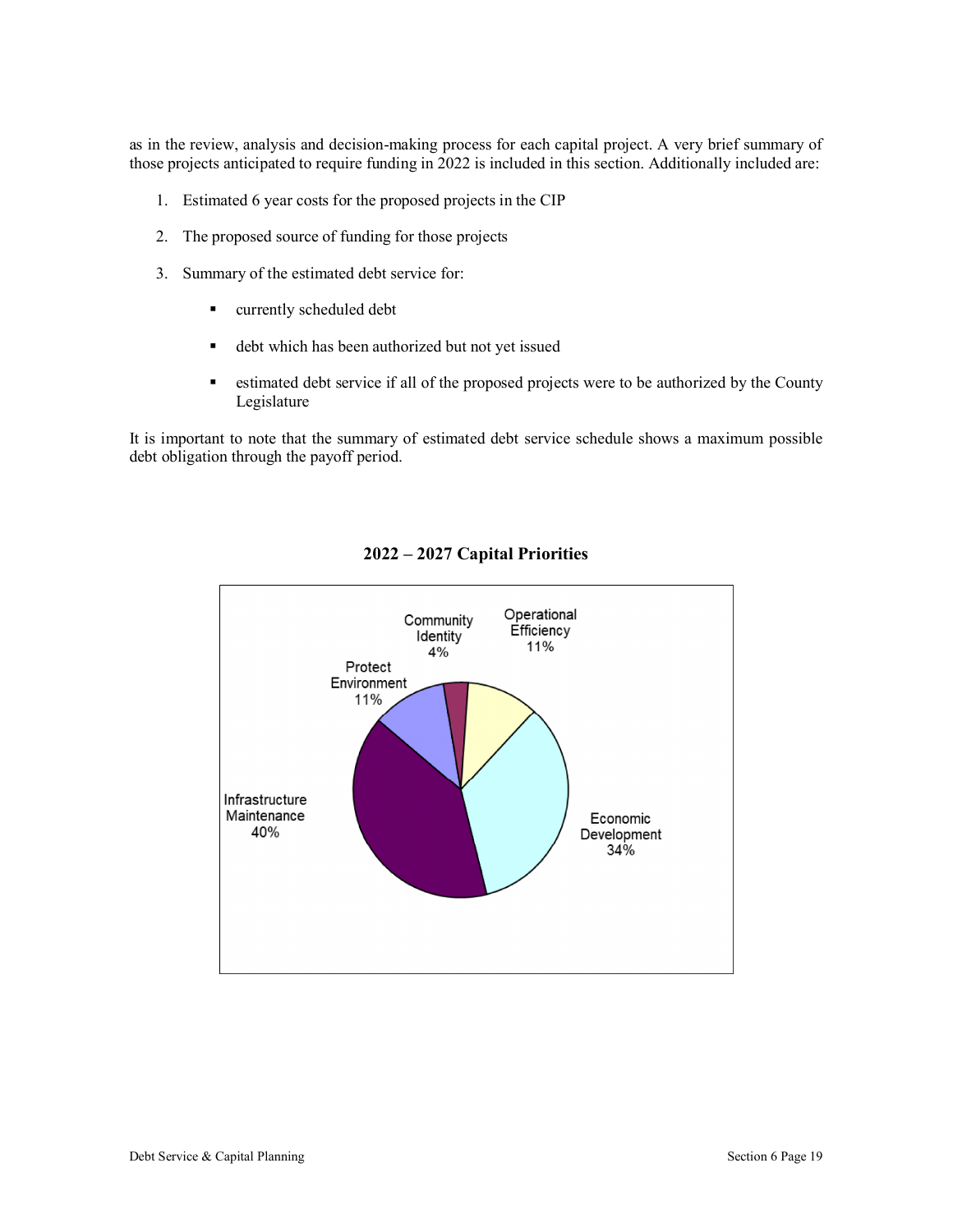as in the review, analysis and decision-making process for each capital project. A very brief summary of those projects anticipated to require funding in 2022 is included in this section. Additionally included are:

1. Estimated 6 year costs for the proposed projects in the CIP
2. The proposed source of funding for those projects
3. Summary of the estimated debt service for:
   - currently scheduled debt
   - debt which has been authorized but not yet issued
   - estimated debt service if all of the proposed projects were to be authorized by the County Legislature

It is important to note that the summary of estimated debt service schedule shows a maximum possible debt obligation through the payoff period.

**2022 – 2027 Capital Priorities**

Community Identity 4%

Operational Efficiency 11%

Protect Environment 11%

Infrastructure Maintenance 40%

Economic Development 34%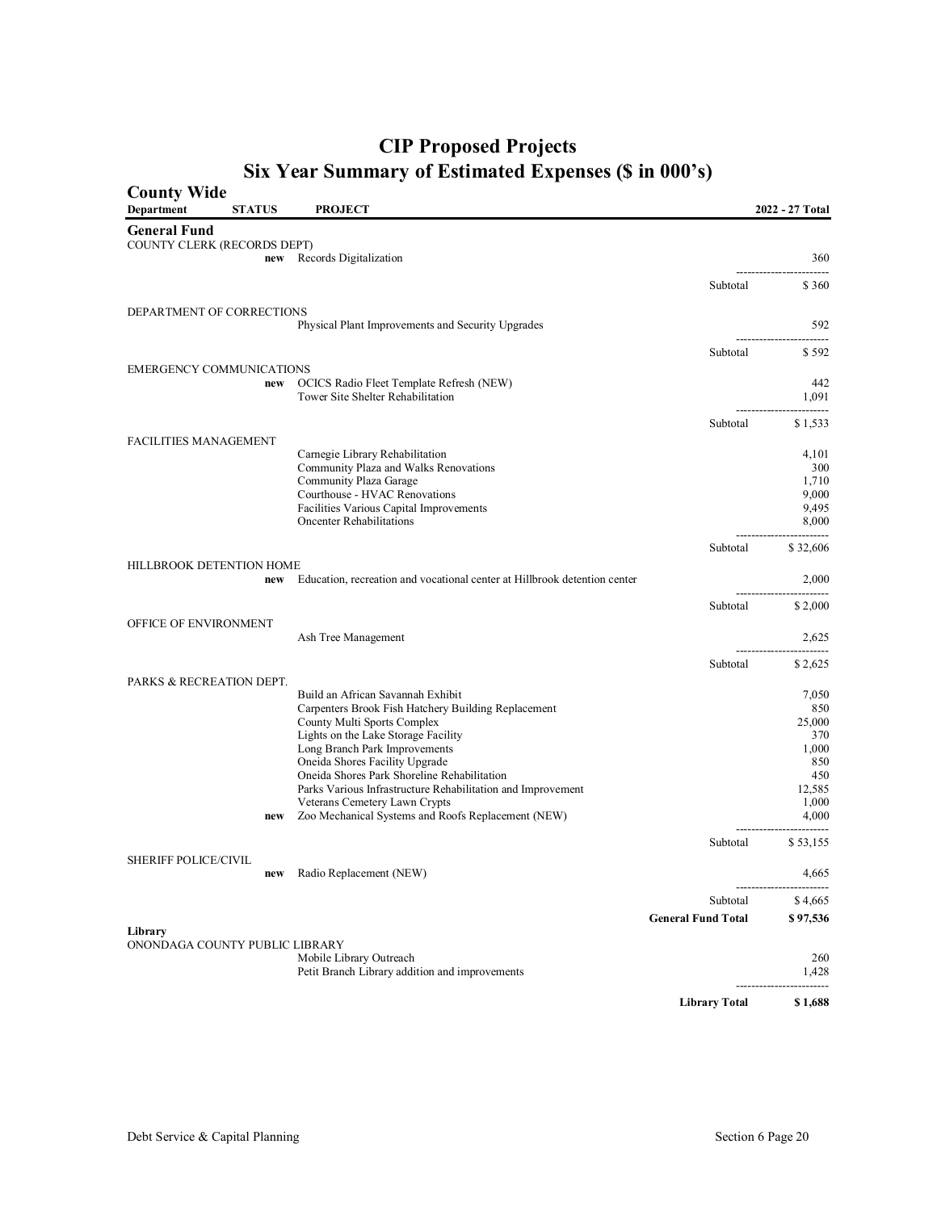# CIP Proposed Projects

## Six Year Summary of Estimated Expenses ($ in 000's)

### County Wide

| Department | STATUS | PROJECT | | 2022 - 27 Total |
|---|---|---|---|---|
| **General Fund** | | | | |
| COUNTY CLERK (RECORDS DEPT) | | | | |
| | new | Records Digitalization | | 360 |
| | | | Subtotal | $ 360 |
| DEPARTMENT OF CORRECTIONS | | | | |
| | | Physical Plant Improvements and Security Upgrades | | 592 |
| | | | Subtotal | $ 592 |
| EMERGENCY COMMUNICATIONS | | | | |
| | new | OCICS Radio Fleet Template Refresh (NEW) | | 442 |
| | | Tower Site Shelter Rehabilitation | | 1,091 |
| | | | Subtotal | $ 1,533 |
| FACILITIES MANAGEMENT | | | | |
| | | Carnegie Library Rehabilitation | | 4,101 |
| | | Community Plaza and Walks Renovations | | 300 |
| | | Community Plaza Garage | | 1,710 |
| | | Courthouse - HVAC Renovations | | 9,000 |
| | | Facilities Various Capital Improvements | | 9,495 |
| | | Oncenter Rehabilitations | | 8,000 |
| | | | Subtotal | $ 32,606 |
| HILLBROOK DETENTION HOME | | | | |
| | new | Education, recreation and vocational center at Hillbrook detention center | | 2,000 |
| | | | Subtotal | $ 2,000 |
| OFFICE OF ENVIRONMENT | | | | |
| | | Ash Tree Management | | 2,625 |
| | | | Subtotal | $ 2,625 |
| PARKS & RECREATION DEPT. | | | | |
| | | Build an African Savannah Exhibit | | 7,050 |
| | | Carpenters Brook Fish Hatchery Building Replacement | | 850 |
| | | County Multi Sports Complex | | 25,000 |
| | | Lights on the Lake Storage Facility | | 370 |
| | | Long Branch Park Improvements | | 1,000 |
| | | Oneida Shores Facility Upgrade | | 850 |
| | | Oneida Shores Park Shoreline Rehabilitation | | 450 |
| | | Parks Various Infrastructure Rehabilitation and Improvement | | 12,585 |
| | | Veterans Cemetery Lawn Crypts | | 1,000 |
| | new | Zoo Mechanical Systems and Roofs Replacement (NEW) | | 4,000 |
| | | | Subtotal | $ 53,155 |
| SHERIFF POLICE/CIVIL | | | | |
| | new | Radio Replacement (NEW) | | 4,665 |
| | | | Subtotal | $ 4,665 |
| | | | **General Fund Total** | **$ 97,536** |
| **Library** | | | | |
| ONONDAGA COUNTY PUBLIC LIBRARY | | | | |
| | | Mobile Library Outreach | | 260 |
| | | Petit Branch Library addition and improvements | | 1,428 |
| | | | **Library Total** | **$ 1,688** |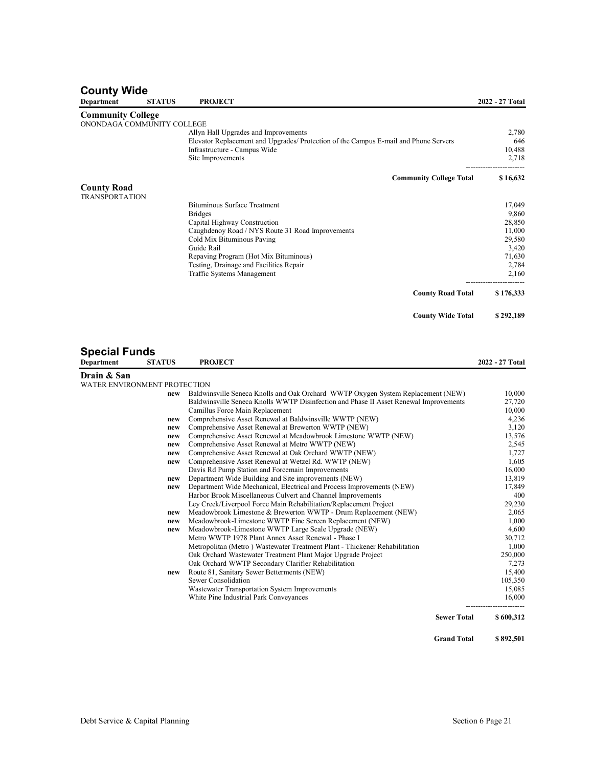## County Wide

| Department | STATUS | PROJECT | 2022 - 27 Total |
|---|---|---|---|
| **Community College** | | | |
| ONONDAGA COMMUNITY COLLEGE | | | |
| | | Allyn Hall Upgrades and Improvements | 2,780 |
| | | Elevator Replacement and Upgrades/ Protection of the Campus E-mail and Phone Servers | 646 |
| | | Infrastructure - Campus Wide | 10,488 |
| | | Site Improvements | 2,718 |
| | | **Community College Total** | **$ 16,632** |
| **County Road** | | | |
| TRANSPORTATION | | | |
| | | Bituminous Surface Treatment | 17,049 |
| | | Bridges | 9,860 |
| | | Capital Highway Construction | 28,850 |
| | | Caughdenoy Road / NYS Route 31 Road Improvements | 11,000 |
| | | Cold Mix Bituminous Paving | 29,580 |
| | | Guide Rail | 3,420 |
| | | Repaving Program (Hot Mix Bituminous) | 71,630 |
| | | Testing, Drainage and Facilities Repair | 2,784 |
| | | Traffic Systems Management | 2,160 |
| | | **County Road Total** | **$ 176,333** |
| | | **County Wide Total** | **$ 292,189** |

## Special Funds

| Department | STATUS | PROJECT | 2022 - 27 Total |
|---|---|---|---|
| **Drain & San** | | | |
| WATER ENVIRONMENT PROTECTION | | | |
| | **new** | Baldwinsville Seneca Knolls and Oak Orchard WWTP Oxygen System Replacement (NEW) | 10,000 |
| | | Baldwinsville Seneca Knolls WWTP Disinfection and Phase II Asset Renewal Improvements | 27,720 |
| | | Camillus Force Main Replacement | 10,000 |
| | **new** | Comprehensive Asset Renewal at Baldwinsville WWTP (NEW) | 4,236 |
| | **new** | Comprehensive Asset Renewal at Brewerton WWTP (NEW) | 3,120 |
| | **new** | Comprehensive Asset Renewal at Meadowbrook Limestone WWTP (NEW) | 13,576 |
| | **new** | Comprehensive Asset Renewal at Metro WWTP (NEW) | 2,545 |
| | **new** | Comprehensive Asset Renewal at Oak Orchard WWTP (NEW) | 1,727 |
| | **new** | Comprehensive Asset Renewal at Wetzel Rd. WWTP (NEW) | 1,605 |
| | | Davis Rd Pump Station and Forcemain Improvements | 16,000 |
| | **new** | Department Wide Building and Site improvements (NEW) | 13,819 |
| | **new** | Department Wide Mechanical, Electrical and Process Improvements (NEW) | 17,849 |
| | | Harbor Brook Miscellaneous Culvert and Channel Improvements | 400 |
| | | Ley Creek/Liverpool Force Main Rehabilitation/Replacement Project | 29,230 |
| | **new** | Meadowbrook Limestone & Brewerton WWTP - Drum Replacement (NEW) | 2,065 |
| | **new** | Meadowbrook-Limestone WWTP Fine Screen Replacement (NEW) | 1,000 |
| | **new** | Meadowbrook-Limestone WWTP Large Scale Upgrade (NEW) | 4,600 |
| | | Metro WWTP 1978 Plant Annex Asset Renewal - Phase I | 30,712 |
| | | Metropolitan (Metro ) Wastewater Treatment Plant - Thickener Rehabilitation | 1,000 |
| | | Oak Orchard Wastewater Treatment Plant Major Upgrade Project | 250,000 |
| | | Oak Orchard WWTP Secondary Clarifier Rehabilitation | 7,273 |
| | **new** | Route 81, Sanitary Sewer Betterments (NEW) | 15,400 |
| | | Sewer Consolidation | 105,350 |
| | | Wastewater Transportation System Improvements | 15,085 |
| | | White Pine Industrial Park Conveyances | 16,000 |
| | | **Sewer Total** | **$ 600,312** |
| | | **Grand Total** | **$ 892,501** |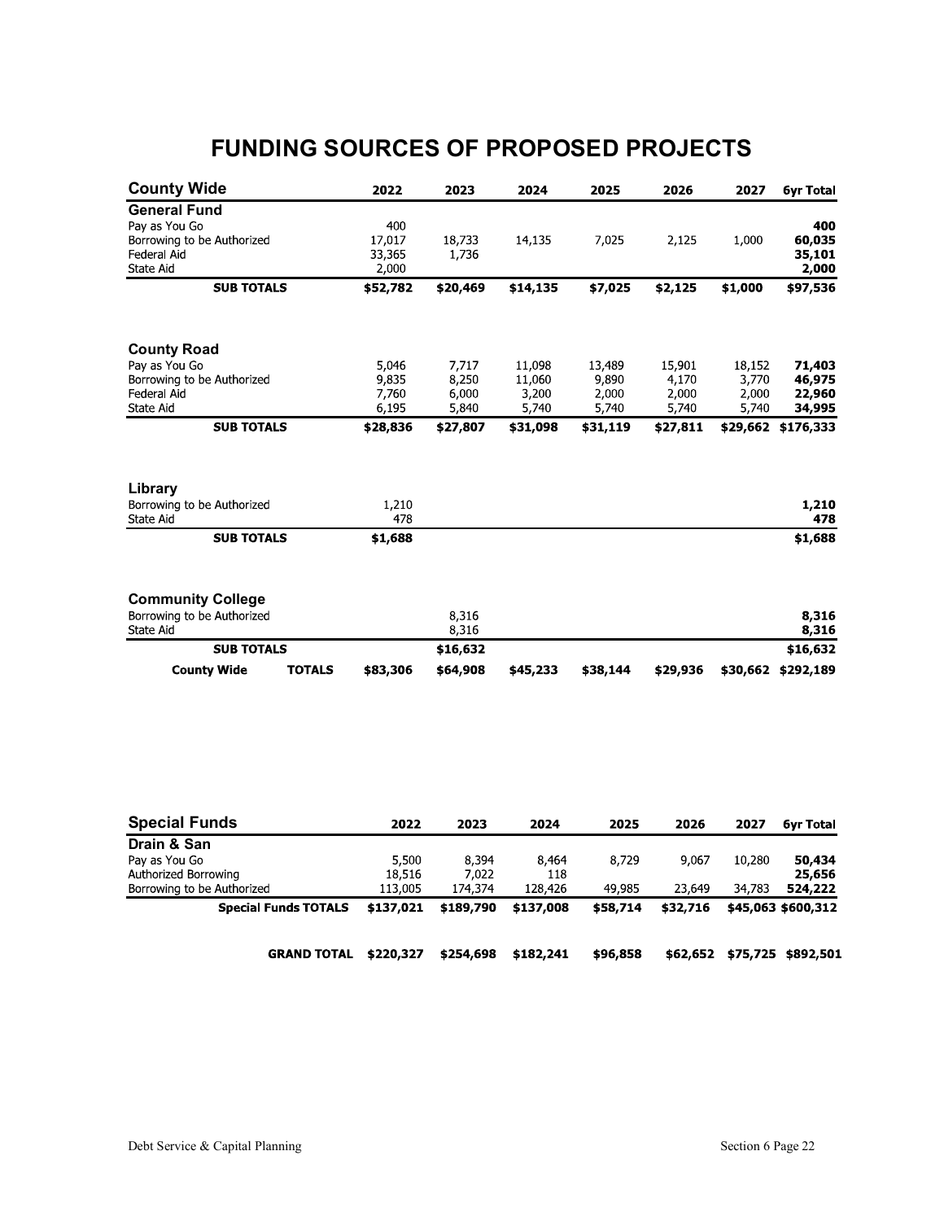# FUNDING SOURCES OF PROPOSED PROJECTS

| County Wide | 2022 | 2023 | 2024 | 2025 | 2026 | 2027 | 6yr Total |
|---|---|---|---|---|---|---|---|
| **General Fund** | | | | | | | |
| Pay as You Go | 400 | | | | | | **400** |
| Borrowing to be Authorized | 17,017 | 18,733 | 14,135 | 7,025 | 2,125 | 1,000 | **60,035** |
| Federal Aid | 33,365 | 1,736 | | | | | **35,101** |
| State Aid | 2,000 | | | | | | **2,000** |
| **SUB TOTALS** | **$52,782** | **$20,469** | **$14,135** | **$7,025** | **$2,125** | **$1,000** | **$97,536** |
| **County Road** | | | | | | | |
| Pay as You Go | 5,046 | 7,717 | 11,098 | 13,489 | 15,901 | 18,152 | **71,403** |
| Borrowing to be Authorized | 9,835 | 8,250 | 11,060 | 9,890 | 4,170 | 3,770 | **46,975** |
| Federal Aid | 7,760 | 6,000 | 3,200 | 2,000 | 2,000 | 2,000 | **22,960** |
| State Aid | 6,195 | 5,840 | 5,740 | 5,740 | 5,740 | 5,740 | **34,995** |
| **SUB TOTALS** | **$28,836** | **$27,807** | **$31,098** | **$31,119** | **$27,811** | **$29,662** | **$176,333** |
| **Library** | | | | | | | |
| Borrowing to be Authorized | 1,210 | | | | | | **1,210** |
| State Aid | 478 | | | | | | **478** |
| **SUB TOTALS** | **$1,688** | | | | | | **$1,688** |
| **Community College** | | | | | | | |
| Borrowing to be Authorized | | 8,316 | | | | | **8,316** |
| State Aid | | 8,316 | | | | | **8,316** |
| **SUB TOTALS** | | **$16,632** | | | | | **$16,632** |
| **County Wide TOTALS** | **$83,306** | **$64,908** | **$45,233** | **$38,144** | **$29,936** | **$30,662** | **$292,189** |

| Special Funds | 2022 | 2023 | 2024 | 2025 | 2026 | 2027 | 6yr Total |
|---|---|---|---|---|---|---|---|
| **Drain & San** | | | | | | | |
| Pay as You Go | 5,500 | 8,394 | 8,464 | 8,729 | 9,067 | 10,280 | **50,434** |
| Authorized Borrowing | 18,516 | 7,022 | 118 | | | | **25,656** |
| Borrowing to be Authorized | 113,005 | 174,374 | 128,426 | 49,985 | 23,649 | 34,783 | **524,222** |
| **Special Funds TOTALS** | **$137,021** | **$189,790** | **$137,008** | **$58,714** | **$32,716** | **$45,063** | **$600,312** |
| **GRAND TOTAL** | **$220,327** | **$254,698** | **$182,241** | **$96,858** | **$62,652** | **$75,725** | **$892,501** |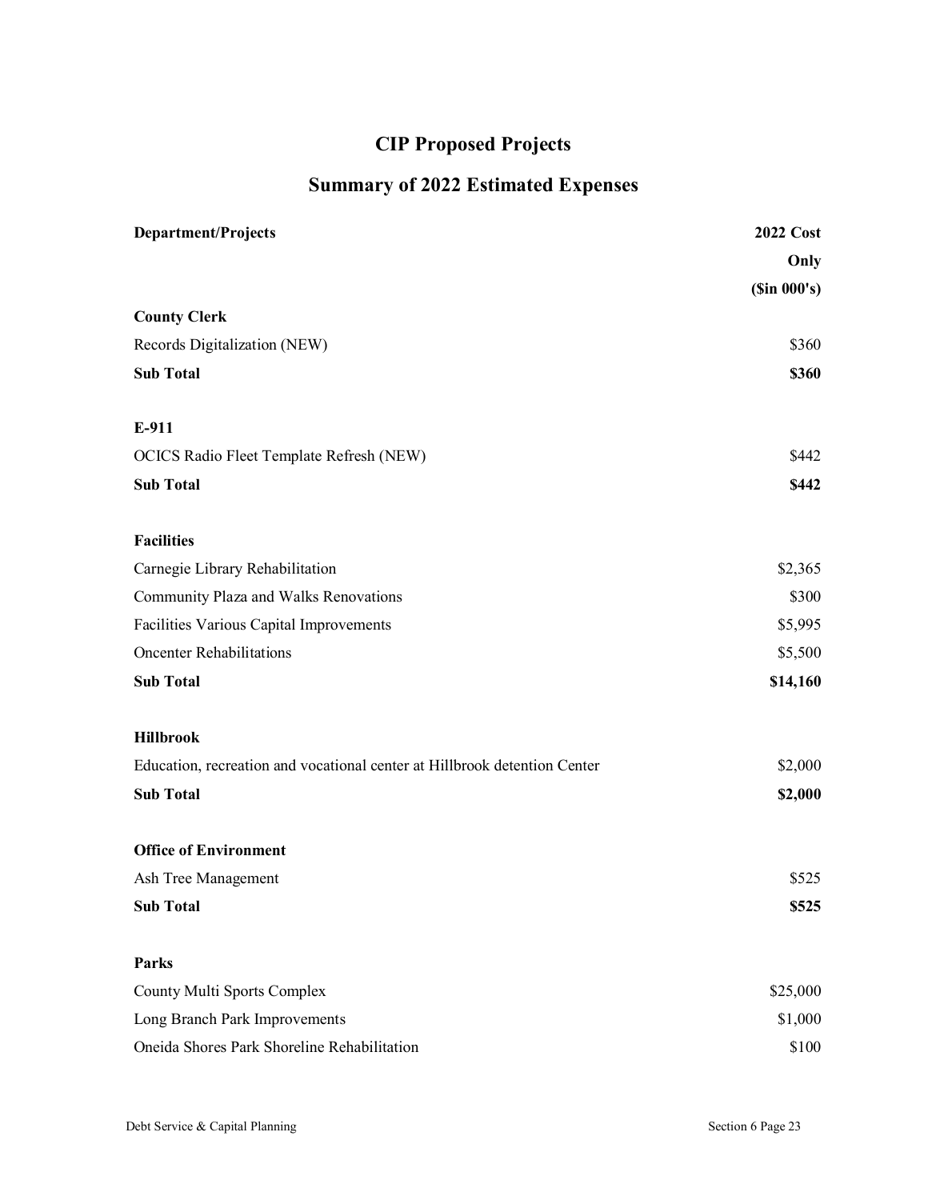# CIP Proposed Projects

## Summary of 2022 Estimated Expenses

| Department/Projects | 2022 Cost Only ($in 000's) |
|---|---|
| **County Clerk** | |
| Records Digitalization (NEW) | $360 |
| **Sub Total** | **$360** |
| | |
| **E-911** | |
| OCICS Radio Fleet Template Refresh (NEW) | $442 |
| **Sub Total** | **$442** |
| | |
| **Facilities** | |
| Carnegie Library Rehabilitation | $2,365 |
| Community Plaza and Walks Renovations | $300 |
| Facilities Various Capital Improvements | $5,995 |
| Oncenter Rehabilitations | $5,500 |
| **Sub Total** | **$14,160** |
| | |
| **Hillbrook** | |
| Education, recreation and vocational center at Hillbrook detention Center | $2,000 |
| **Sub Total** | **$2,000** |
| | |
| **Office of Environment** | |
| Ash Tree Management | $525 |
| **Sub Total** | **$525** |
| | |
| **Parks** | |
| County Multi Sports Complex | $25,000 |
| Long Branch Park Improvements | $1,000 |
| Oneida Shores Park Shoreline Rehabilitation | $100 |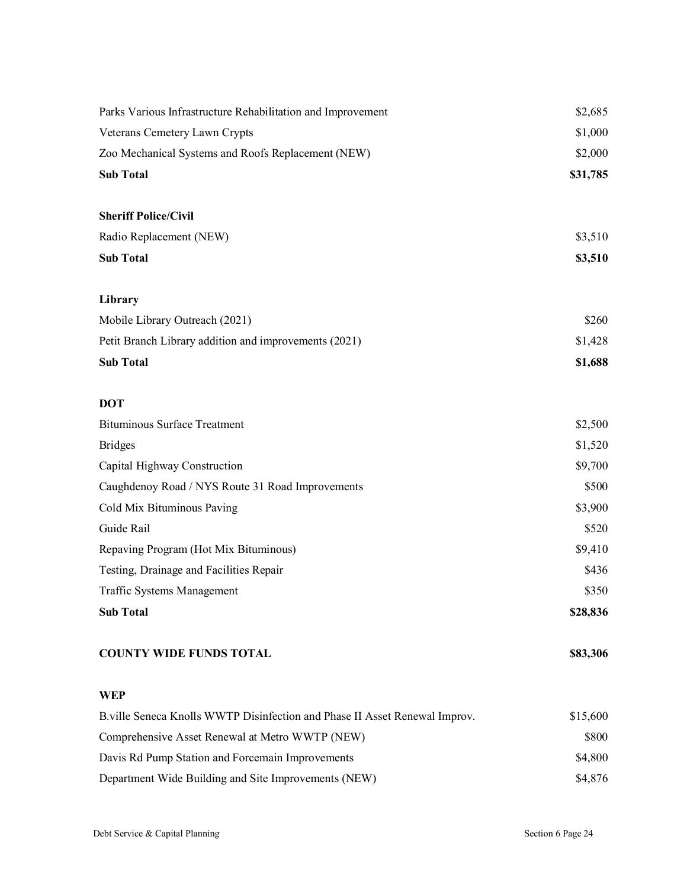| | |
|---|---|
| Parks Various Infrastructure Rehabilitation and Improvement | $2,685 |
| Veterans Cemetery Lawn Crypts | $1,000 |
| Zoo Mechanical Systems and Roofs Replacement (NEW) | $2,000 |
| **Sub Total** | **$31,785** |
| | |
| **Sheriff Police/Civil** | |
| Radio Replacement (NEW) | $3,510 |
| **Sub Total** | **$3,510** |
| | |
| **Library** | |
| Mobile Library Outreach (2021) | $260 |
| Petit Branch Library addition and improvements (2021) | $1,428 |
| **Sub Total** | **$1,688** |
| | |
| **DOT** | |
| Bituminous Surface Treatment | $2,500 |
| Bridges | $1,520 |
| Capital Highway Construction | $9,700 |
| Caughdenoy Road / NYS Route 31 Road Improvements | $500 |
| Cold Mix Bituminous Paving | $3,900 |
| Guide Rail | $520 |
| Repaving Program (Hot Mix Bituminous) | $9,410 |
| Testing, Drainage and Facilities Repair | $436 |
| Traffic Systems Management | $350 |
| **Sub Total** | **$28,836** |
| | |
| **COUNTY WIDE FUNDS TOTAL** | **$83,306** |
| | |
| **WEP** | |
| B.ville Seneca Knolls WWTP Disinfection and Phase II Asset Renewal Improv. | $15,600 |
| Comprehensive Asset Renewal at Metro WWTP (NEW) | $800 |
| Davis Rd Pump Station and Forcemain Improvements | $4,800 |
| Department Wide Building and Site Improvements (NEW) | $4,876 |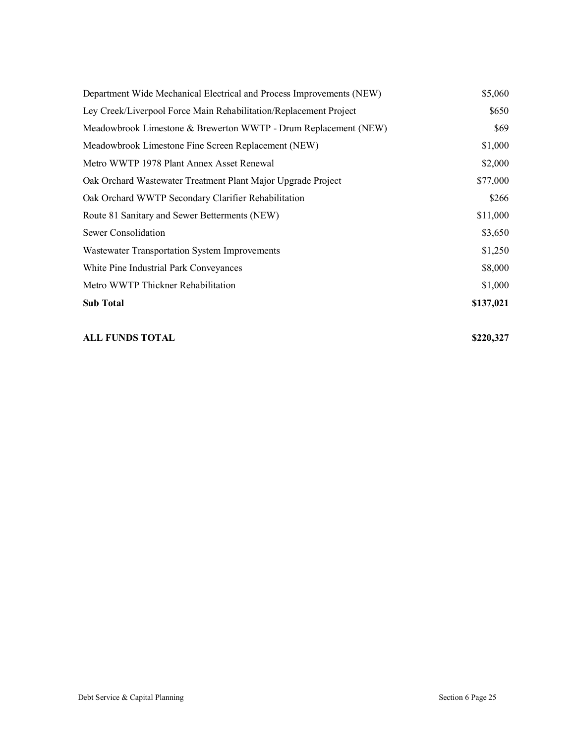| | |
|---|---|
| Department Wide Mechanical Electrical and Process Improvements (NEW) | $5,060 |
| Ley Creek/Liverpool Force Main Rehabilitation/Replacement Project | $650 |
| Meadowbrook Limestone & Brewerton WWTP - Drum Replacement (NEW) | $69 |
| Meadowbrook Limestone Fine Screen Replacement (NEW) | $1,000 |
| Metro WWTP 1978 Plant Annex Asset Renewal | $2,000 |
| Oak Orchard Wastewater Treatment Plant Major Upgrade Project | $77,000 |
| Oak Orchard WWTP Secondary Clarifier Rehabilitation | $266 |
| Route 81 Sanitary and Sewer Betterments (NEW) | $11,000 |
| Sewer Consolidation | $3,650 |
| Wastewater Transportation System Improvements | $1,250 |
| White Pine Industrial Park Conveyances | $8,000 |
| Metro WWTP Thickner Rehabilitation | $1,000 |
| **Sub Total** | **$137,021** |
| | |
| **ALL FUNDS TOTAL** | **$220,327** |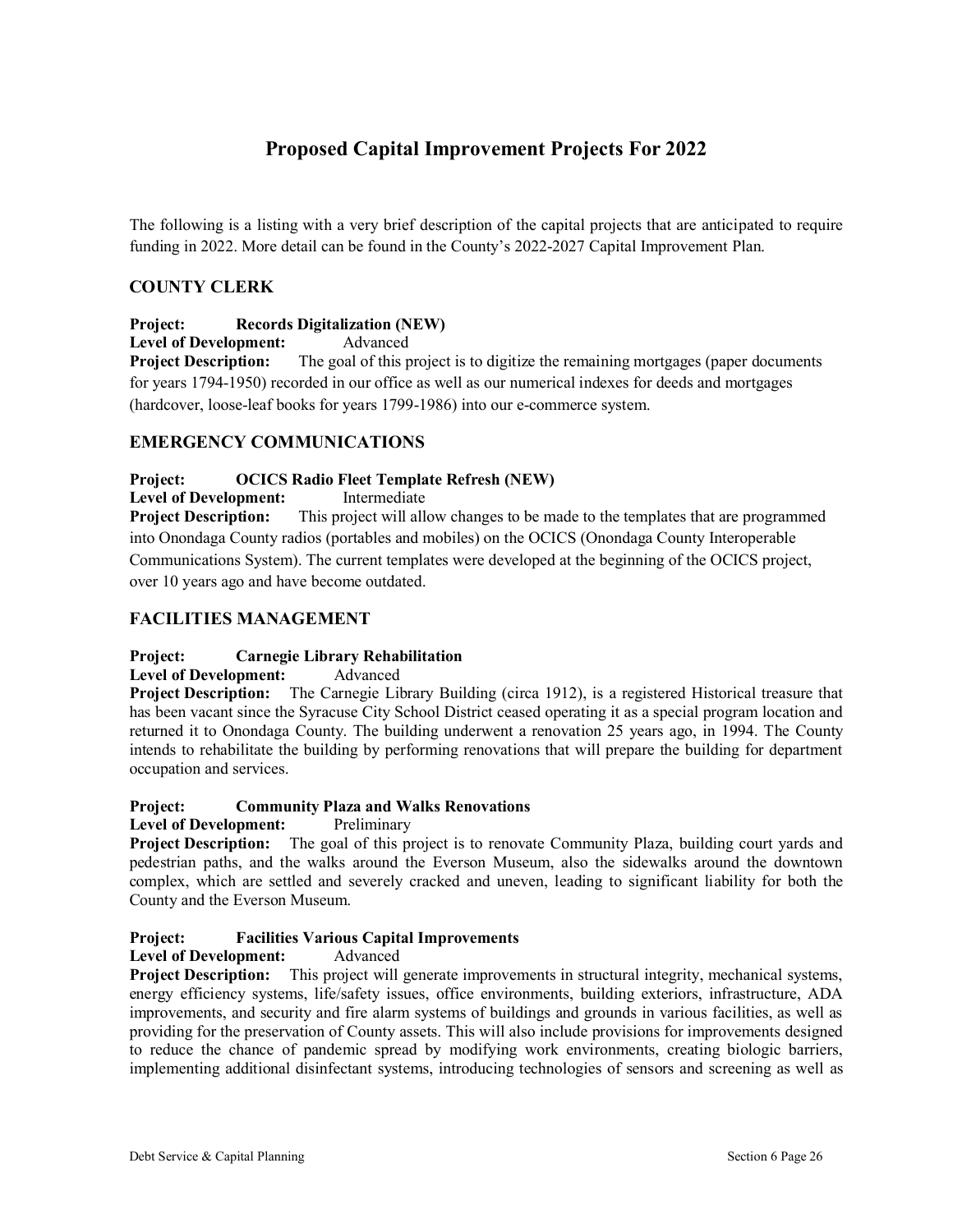# Proposed Capital Improvement Projects For 2022

The following is a listing with a very brief description of the capital projects that are anticipated to require funding in 2022. More detail can be found in the County's 2022-2027 Capital Improvement Plan.

## COUNTY CLERK

**Project: Records Digitalization (NEW)**
**Level of Development:** Advanced
**Project Description:** The goal of this project is to digitize the remaining mortgages (paper documents for years 1794-1950) recorded in our office as well as our numerical indexes for deeds and mortgages (hardcover, loose-leaf books for years 1799-1986) into our e-commerce system.

## EMERGENCY COMMUNICATIONS

**Project: OCICS Radio Fleet Template Refresh (NEW)**
**Level of Development:** Intermediate
**Project Description:** This project will allow changes to be made to the templates that are programmed into Onondaga County radios (portables and mobiles) on the OCICS (Onondaga County Interoperable Communications System). The current templates were developed at the beginning of the OCICS project, over 10 years ago and have become outdated.

## FACILITIES MANAGEMENT

**Project: Carnegie Library Rehabilitation**
**Level of Development:** Advanced
**Project Description:** The Carnegie Library Building (circa 1912), is a registered Historical treasure that has been vacant since the Syracuse City School District ceased operating it as a special program location and returned it to Onondaga County. The building underwent a renovation 25 years ago, in 1994. The County intends to rehabilitate the building by performing renovations that will prepare the building for department occupation and services.

**Project: Community Plaza and Walks Renovations**
**Level of Development:** Preliminary
**Project Description:** The goal of this project is to renovate Community Plaza, building court yards and pedestrian paths, and the walks around the Everson Museum, also the sidewalks around the downtown complex, which are settled and severely cracked and uneven, leading to significant liability for both the County and the Everson Museum.

**Project: Facilities Various Capital Improvements**
**Level of Development:** Advanced
**Project Description:** This project will generate improvements in structural integrity, mechanical systems, energy efficiency systems, life/safety issues, office environments, building exteriors, infrastructure, ADA improvements, and security and fire alarm systems of buildings and grounds in various facilities, as well as providing for the preservation of County assets. This will also include provisions for improvements designed to reduce the chance of pandemic spread by modifying work environments, creating biologic barriers, implementing additional disinfectant systems, introducing technologies of sensors and screening as well as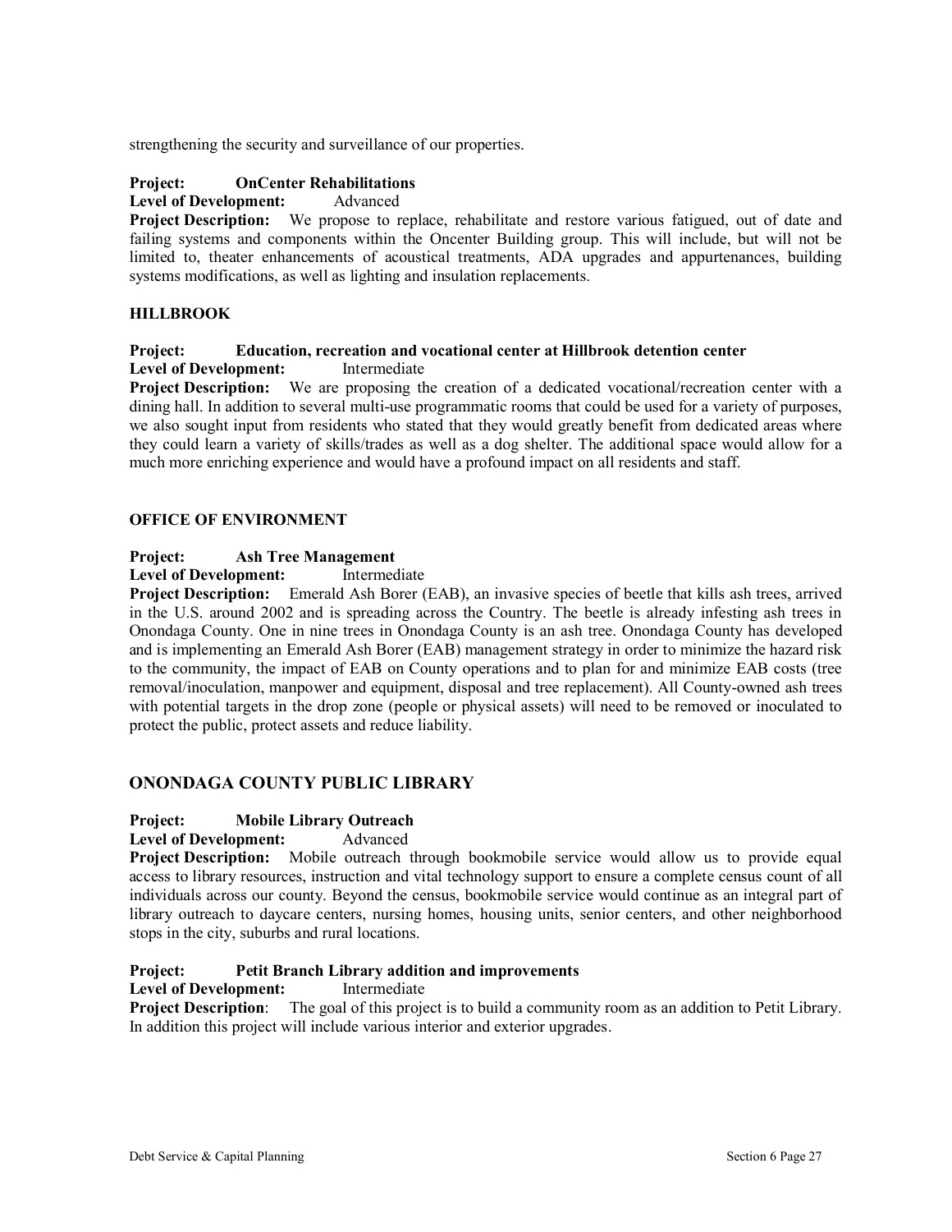strengthening the security and surveillance of our properties.

**Project: OnCenter Rehabilitations**
**Level of Development:** Advanced
**Project Description:** We propose to replace, rehabilitate and restore various fatigued, out of date and failing systems and components within the Oncenter Building group. This will include, but will not be limited to, theater enhancements of acoustical treatments, ADA upgrades and appurtenances, building systems modifications, as well as lighting and insulation replacements.

**HILLBROOK**

**Project: Education, recreation and vocational center at Hillbrook detention center**
**Level of Development:** Intermediate
**Project Description:** We are proposing the creation of a dedicated vocational/recreation center with a dining hall. In addition to several multi-use programmatic rooms that could be used for a variety of purposes, we also sought input from residents who stated that they would greatly benefit from dedicated areas where they could learn a variety of skills/trades as well as a dog shelter. The additional space would allow for a much more enriching experience and would have a profound impact on all residents and staff.

**OFFICE OF ENVIRONMENT**

**Project: Ash Tree Management**
**Level of Development:** Intermediate
**Project Description:** Emerald Ash Borer (EAB), an invasive species of beetle that kills ash trees, arrived in the U.S. around 2002 and is spreading across the Country. The beetle is already infesting ash trees in Onondaga County. One in nine trees in Onondaga County is an ash tree. Onondaga County has developed and is implementing an Emerald Ash Borer (EAB) management strategy in order to minimize the hazard risk to the community, the impact of EAB on County operations and to plan for and minimize EAB costs (tree removal/inoculation, manpower and equipment, disposal and tree replacement). All County-owned ash trees with potential targets in the drop zone (people or physical assets) will need to be removed or inoculated to protect the public, protect assets and reduce liability.

## ONONDAGA COUNTY PUBLIC LIBRARY

**Project: Mobile Library Outreach**
**Level of Development:** Advanced
**Project Description:** Mobile outreach through bookmobile service would allow us to provide equal access to library resources, instruction and vital technology support to ensure a complete census count of all individuals across our county. Beyond the census, bookmobile service would continue as an integral part of library outreach to daycare centers, nursing homes, housing units, senior centers, and other neighborhood stops in the city, suburbs and rural locations.

**Project: Petit Branch Library addition and improvements**
**Level of Development:** Intermediate
**Project Description**: The goal of this project is to build a community room as an addition to Petit Library. In addition this project will include various interior and exterior upgrades.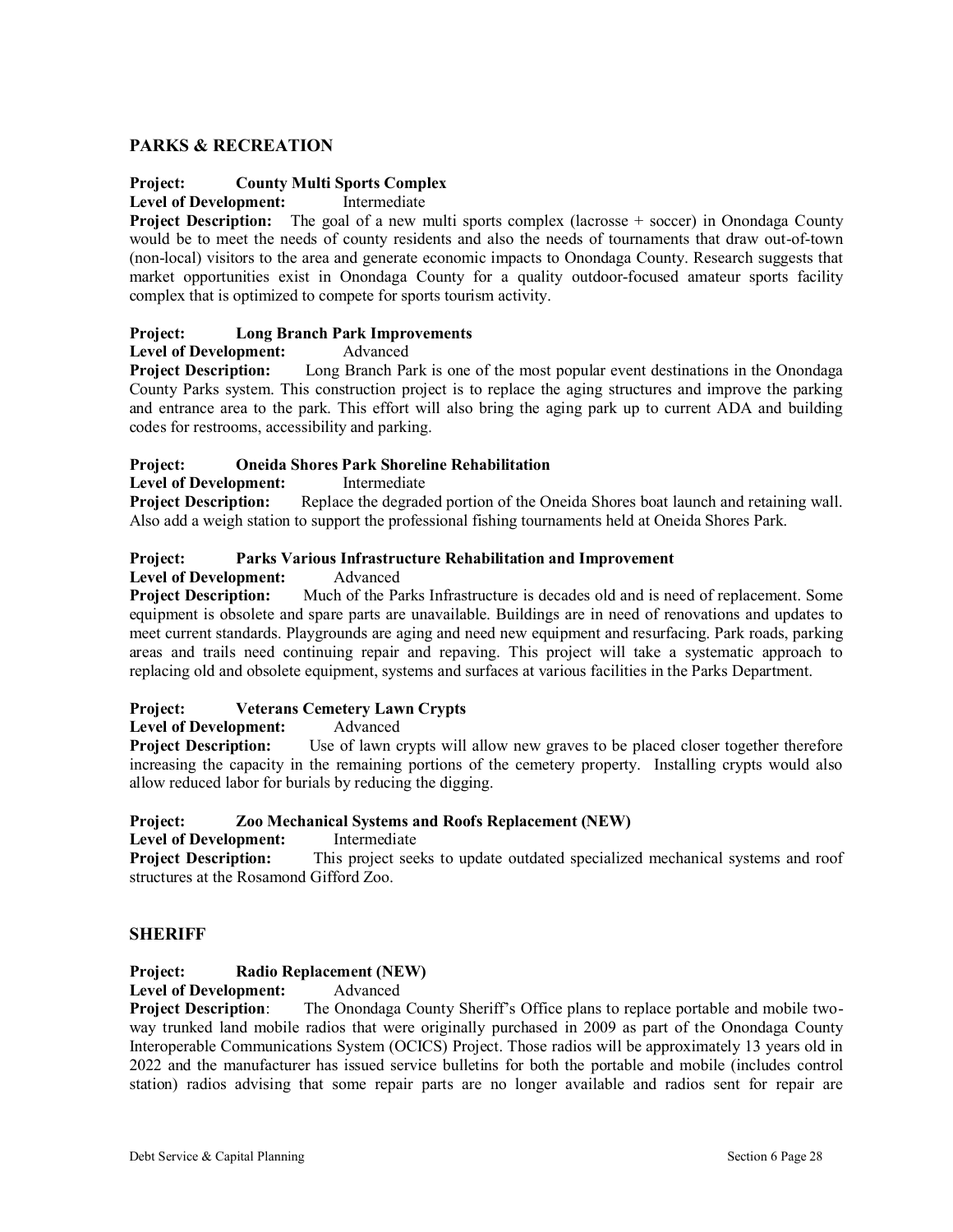## PARKS & RECREATION

**Project:** **County Multi Sports Complex**
**Level of Development:** Intermediate
**Project Description:** The goal of a new multi sports complex (lacrosse + soccer) in Onondaga County would be to meet the needs of county residents and also the needs of tournaments that draw out-of-town (non-local) visitors to the area and generate economic impacts to Onondaga County. Research suggests that market opportunities exist in Onondaga County for a quality outdoor-focused amateur sports facility complex that is optimized to compete for sports tourism activity.

**Project:** **Long Branch Park Improvements**
**Level of Development:** Advanced
**Project Description:** Long Branch Park is one of the most popular event destinations in the Onondaga County Parks system. This construction project is to replace the aging structures and improve the parking and entrance area to the park. This effort will also bring the aging park up to current ADA and building codes for restrooms, accessibility and parking.

**Project:** **Oneida Shores Park Shoreline Rehabilitation**
**Level of Development:** Intermediate
**Project Description:** Replace the degraded portion of the Oneida Shores boat launch and retaining wall. Also add a weigh station to support the professional fishing tournaments held at Oneida Shores Park.

**Project:** **Parks Various Infrastructure Rehabilitation and Improvement**
**Level of Development:** Advanced
**Project Description:** Much of the Parks Infrastructure is decades old and is need of replacement. Some equipment is obsolete and spare parts are unavailable. Buildings are in need of renovations and updates to meet current standards. Playgrounds are aging and need new equipment and resurfacing. Park roads, parking areas and trails need continuing repair and repaving. This project will take a systematic approach to replacing old and obsolete equipment, systems and surfaces at various facilities in the Parks Department.

**Project:** **Veterans Cemetery Lawn Crypts**
**Level of Development:** Advanced
**Project Description:** Use of lawn crypts will allow new graves to be placed closer together therefore increasing the capacity in the remaining portions of the cemetery property. Installing crypts would also allow reduced labor for burials by reducing the digging.

**Project:** **Zoo Mechanical Systems and Roofs Replacement (NEW)**
**Level of Development:** Intermediate
**Project Description:** This project seeks to update outdated specialized mechanical systems and roof structures at the Rosamond Gifford Zoo.

## SHERIFF

**Project:** **Radio Replacement (NEW)**
**Level of Development:** Advanced
**Project Description**: The Onondaga County Sheriff's Office plans to replace portable and mobile two-way trunked land mobile radios that were originally purchased in 2009 as part of the Onondaga County Interoperable Communications System (OCICS) Project. Those radios will be approximately 13 years old in 2022 and the manufacturer has issued service bulletins for both the portable and mobile (includes control station) radios advising that some repair parts are no longer available and radios sent for repair are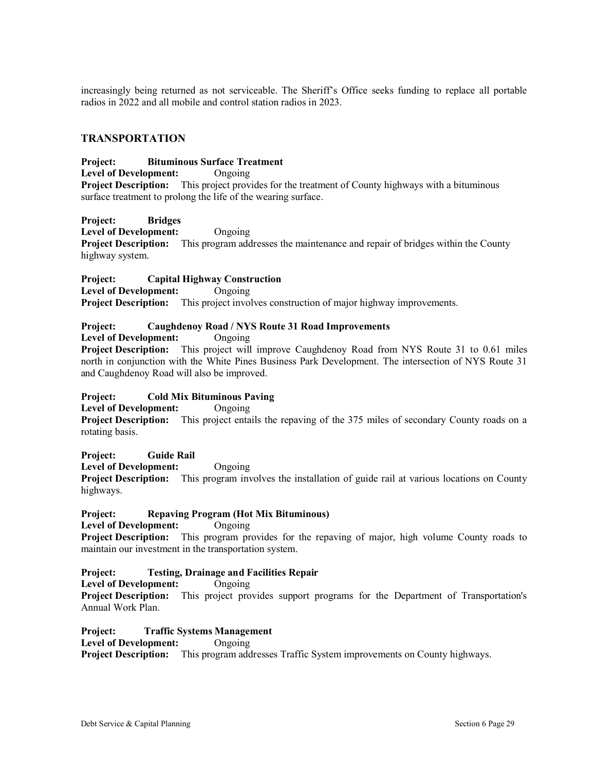increasingly being returned as not serviceable. The Sheriff's Office seeks funding to replace all portable radios in 2022 and all mobile and control station radios in 2023.

## TRANSPORTATION

**Project:** **Bituminous Surface Treatment**
**Level of Development:** Ongoing
**Project Description:** This project provides for the treatment of County highways with a bituminous surface treatment to prolong the life of the wearing surface.

**Project:** **Bridges**
**Level of Development:** Ongoing
**Project Description:** This program addresses the maintenance and repair of bridges within the County highway system.

**Project:** **Capital Highway Construction**
**Level of Development:** Ongoing
**Project Description:** This project involves construction of major highway improvements.

**Project:** **Caughdenoy Road / NYS Route 31 Road Improvements**
**Level of Development:** Ongoing
**Project Description:** This project will improve Caughdenoy Road from NYS Route 31 to 0.61 miles north in conjunction with the White Pines Business Park Development. The intersection of NYS Route 31 and Caughdenoy Road will also be improved.

**Project:** **Cold Mix Bituminous Paving**
**Level of Development:** Ongoing
**Project Description:** This project entails the repaving of the 375 miles of secondary County roads on a rotating basis.

**Project:** **Guide Rail**
**Level of Development:** Ongoing
**Project Description:** This program involves the installation of guide rail at various locations on County highways.

**Project:** **Repaving Program (Hot Mix Bituminous)**
**Level of Development:** Ongoing
**Project Description:** This program provides for the repaving of major, high volume County roads to maintain our investment in the transportation system.

**Project:** **Testing, Drainage and Facilities Repair**
**Level of Development:** Ongoing
**Project Description:** This project provides support programs for the Department of Transportation's Annual Work Plan.

**Project:** **Traffic Systems Management**
**Level of Development:** Ongoing
**Project Description:** This program addresses Traffic System improvements on County highways.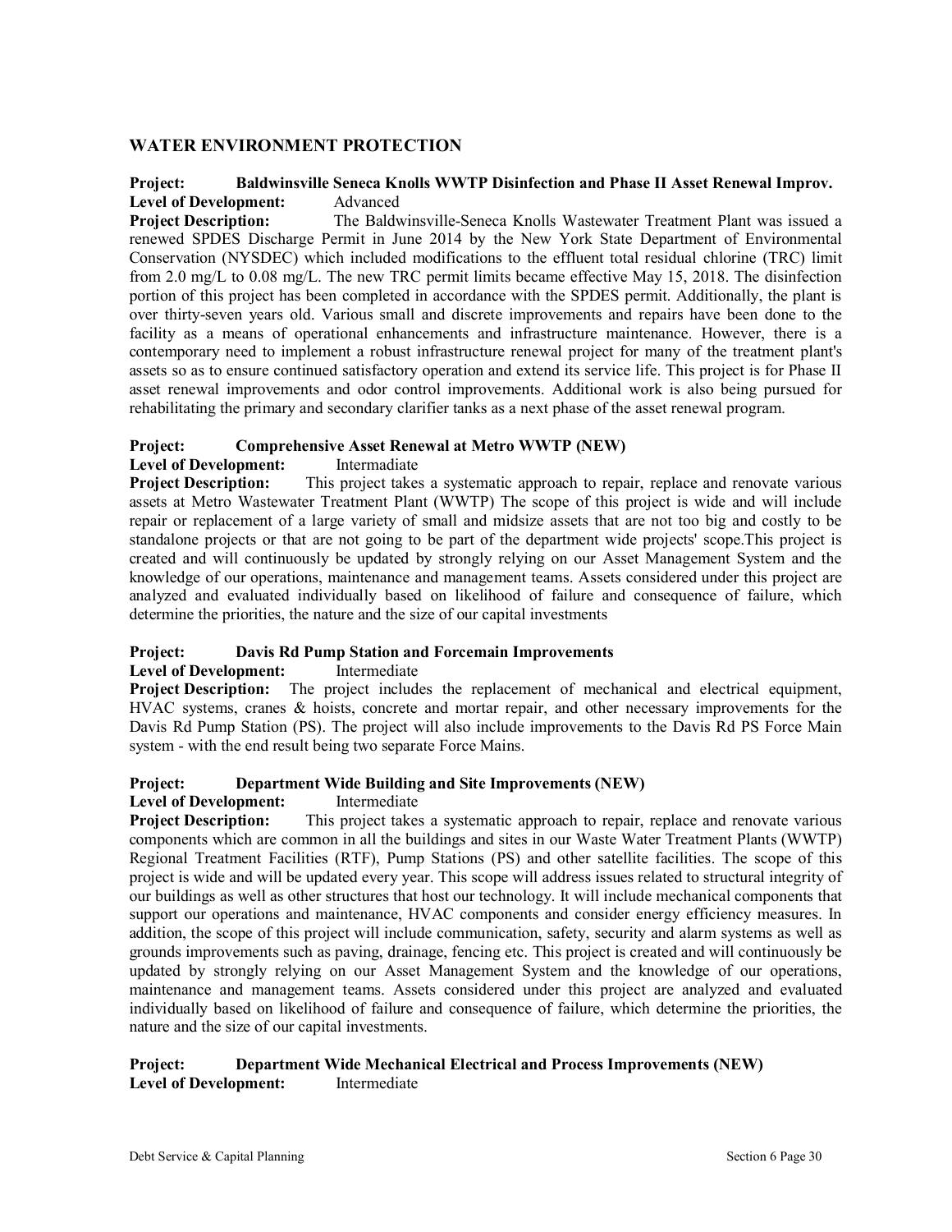## WATER ENVIRONMENT PROTECTION

**Project: Baldwinsville Seneca Knolls WWTP Disinfection and Phase II Asset Renewal Improv.**
**Level of Development:** Advanced
**Project Description:** The Baldwinsville-Seneca Knolls Wastewater Treatment Plant was issued a renewed SPDES Discharge Permit in June 2014 by the New York State Department of Environmental Conservation (NYSDEC) which included modifications to the effluent total residual chlorine (TRC) limit from 2.0 mg/L to 0.08 mg/L. The new TRC permit limits became effective May 15, 2018. The disinfection portion of this project has been completed in accordance with the SPDES permit. Additionally, the plant is over thirty-seven years old. Various small and discrete improvements and repairs have been done to the facility as a means of operational enhancements and infrastructure maintenance. However, there is a contemporary need to implement a robust infrastructure renewal project for many of the treatment plant's assets so as to ensure continued satisfactory operation and extend its service life. This project is for Phase II asset renewal improvements and odor control improvements. Additional work is also being pursued for rehabilitating the primary and secondary clarifier tanks as a next phase of the asset renewal program.

**Project: Comprehensive Asset Renewal at Metro WWTP (NEW)**
**Level of Development:** Intermadiate
**Project Description:** This project takes a systematic approach to repair, replace and renovate various assets at Metro Wastewater Treatment Plant (WWTP) The scope of this project is wide and will include repair or replacement of a large variety of small and midsize assets that are not too big and costly to be standalone projects or that are not going to be part of the department wide projects' scope.This project is created and will continuously be updated by strongly relying on our Asset Management System and the knowledge of our operations, maintenance and management teams. Assets considered under this project are analyzed and evaluated individually based on likelihood of failure and consequence of failure, which determine the priorities, the nature and the size of our capital investments

**Project: Davis Rd Pump Station and Forcemain Improvements**
**Level of Development:** Intermediate
**Project Description:** The project includes the replacement of mechanical and electrical equipment, HVAC systems, cranes & hoists, concrete and mortar repair, and other necessary improvements for the Davis Rd Pump Station (PS). The project will also include improvements to the Davis Rd PS Force Main system - with the end result being two separate Force Mains.

**Project: Department Wide Building and Site Improvements (NEW)**
**Level of Development:** Intermediate
**Project Description:** This project takes a systematic approach to repair, replace and renovate various components which are common in all the buildings and sites in our Waste Water Treatment Plants (WWTP) Regional Treatment Facilities (RTF), Pump Stations (PS) and other satellite facilities. The scope of this project is wide and will be updated every year. This scope will address issues related to structural integrity of our buildings as well as other structures that host our technology. It will include mechanical components that support our operations and maintenance, HVAC components and consider energy efficiency measures. In addition, the scope of this project will include communication, safety, security and alarm systems as well as grounds improvements such as paving, drainage, fencing etc. This project is created and will continuously be updated by strongly relying on our Asset Management System and the knowledge of our operations, maintenance and management teams. Assets considered under this project are analyzed and evaluated individually based on likelihood of failure and consequence of failure, which determine the priorities, the nature and the size of our capital investments.

**Project: Department Wide Mechanical Electrical and Process Improvements (NEW)**
**Level of Development:** Intermediate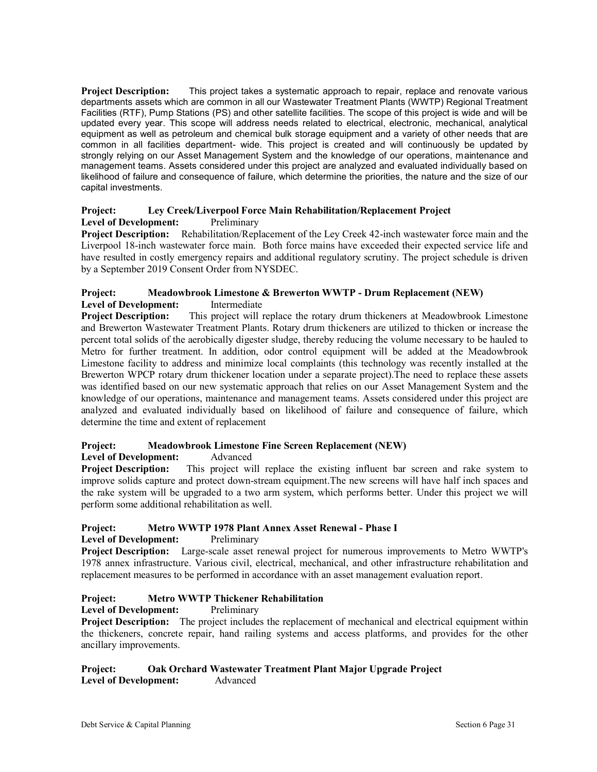**Project Description:** This project takes a systematic approach to repair, replace and renovate various departments assets which are common in all our Wastewater Treatment Plants (WWTP) Regional Treatment Facilities (RTF), Pump Stations (PS) and other satellite facilities. The scope of this project is wide and will be updated every year. This scope will address needs related to electrical, electronic, mechanical, analytical equipment as well as petroleum and chemical bulk storage equipment and a variety of other needs that are common in all facilities department- wide. This project is created and will continuously be updated by strongly relying on our Asset Management System and the knowledge of our operations, maintenance and management teams. Assets considered under this project are analyzed and evaluated individually based on likelihood of failure and consequence of failure, which determine the priorities, the nature and the size of our capital investments.

**Project: Ley Creek/Liverpool Force Main Rehabilitation/Replacement Project**
**Level of Development:** Preliminary
**Project Description:** Rehabilitation/Replacement of the Ley Creek 42-inch wastewater force main and the Liverpool 18-inch wastewater force main. Both force mains have exceeded their expected service life and have resulted in costly emergency repairs and additional regulatory scrutiny. The project schedule is driven by a September 2019 Consent Order from NYSDEC.

**Project: Meadowbrook Limestone & Brewerton WWTP - Drum Replacement (NEW)**
**Level of Development:** Intermediate
**Project Description:** This project will replace the rotary drum thickeners at Meadowbrook Limestone and Brewerton Wastewater Treatment Plants. Rotary drum thickeners are utilized to thicken or increase the percent total solids of the aerobically digester sludge, thereby reducing the volume necessary to be hauled to Metro for further treatment. In addition, odor control equipment will be added at the Meadowbrook Limestone facility to address and minimize local complaints (this technology was recently installed at the Brewerton WPCP rotary drum thickener location under a separate project).The need to replace these assets was identified based on our new systematic approach that relies on our Asset Management System and the knowledge of our operations, maintenance and management teams. Assets considered under this project are analyzed and evaluated individually based on likelihood of failure and consequence of failure, which determine the time and extent of replacement

**Project: Meadowbrook Limestone Fine Screen Replacement (NEW)**
**Level of Development:** Advanced
**Project Description:** This project will replace the existing influent bar screen and rake system to improve solids capture and protect down-stream equipment.The new screens will have half inch spaces and the rake system will be upgraded to a two arm system, which performs better. Under this project we will perform some additional rehabilitation as well.

**Project: Metro WWTP 1978 Plant Annex Asset Renewal - Phase I**
**Level of Development:** Preliminary
**Project Description:** Large-scale asset renewal project for numerous improvements to Metro WWTP's 1978 annex infrastructure. Various civil, electrical, mechanical, and other infrastructure rehabilitation and replacement measures to be performed in accordance with an asset management evaluation report.

**Project: Metro WWTP Thickener Rehabilitation**
**Level of Development:** Preliminary
**Project Description:** The project includes the replacement of mechanical and electrical equipment within the thickeners, concrete repair, hand railing systems and access platforms, and provides for the other ancillary improvements.

**Project: Oak Orchard Wastewater Treatment Plant Major Upgrade Project**
**Level of Development:** Advanced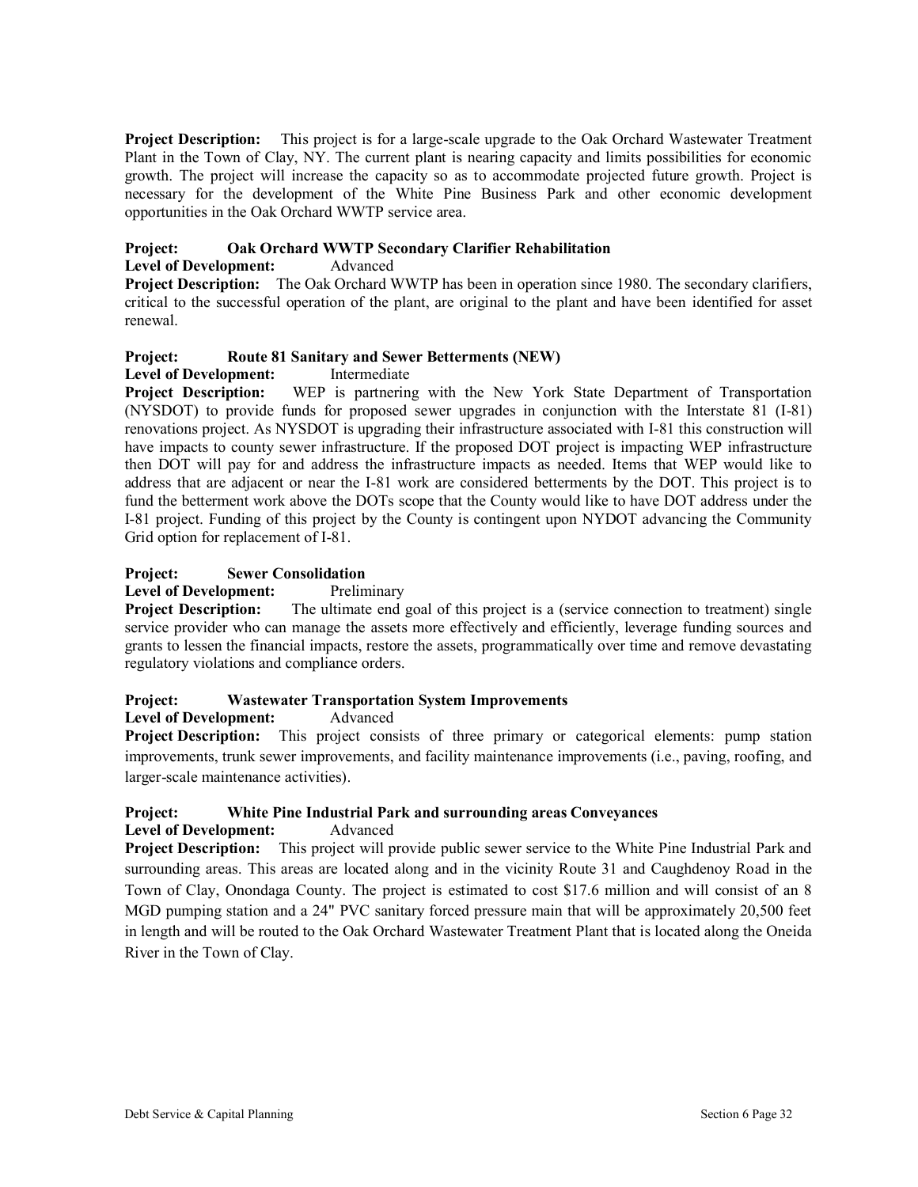**Project Description:** This project is for a large-scale upgrade to the Oak Orchard Wastewater Treatment Plant in the Town of Clay, NY. The current plant is nearing capacity and limits possibilities for economic growth. The project will increase the capacity so as to accommodate projected future growth. Project is necessary for the development of the White Pine Business Park and other economic development opportunities in the Oak Orchard WWTP service area.

**Project: Oak Orchard WWTP Secondary Clarifier Rehabilitation**
**Level of Development:** Advanced
**Project Description:** The Oak Orchard WWTP has been in operation since 1980. The secondary clarifiers, critical to the successful operation of the plant, are original to the plant and have been identified for asset renewal.

**Project: Route 81 Sanitary and Sewer Betterments (NEW)**
**Level of Development:** Intermediate
**Project Description:** WEP is partnering with the New York State Department of Transportation (NYSDOT) to provide funds for proposed sewer upgrades in conjunction with the Interstate 81 (I-81) renovations project. As NYSDOT is upgrading their infrastructure associated with I-81 this construction will have impacts to county sewer infrastructure. If the proposed DOT project is impacting WEP infrastructure then DOT will pay for and address the infrastructure impacts as needed. Items that WEP would like to address that are adjacent or near the I-81 work are considered betterments by the DOT. This project is to fund the betterment work above the DOTs scope that the County would like to have DOT address under the I-81 project. Funding of this project by the County is contingent upon NYDOT advancing the Community Grid option for replacement of I-81.

**Project: Sewer Consolidation**
**Level of Development:** Preliminary
**Project Description:** The ultimate end goal of this project is a (service connection to treatment) single service provider who can manage the assets more effectively and efficiently, leverage funding sources and grants to lessen the financial impacts, restore the assets, programmatically over time and remove devastating regulatory violations and compliance orders.

**Project: Wastewater Transportation System Improvements**
**Level of Development:** Advanced
**Project Description:** This project consists of three primary or categorical elements: pump station improvements, trunk sewer improvements, and facility maintenance improvements (i.e., paving, roofing, and larger-scale maintenance activities).

**Project: White Pine Industrial Park and surrounding areas Conveyances**
**Level of Development:** Advanced
**Project Description:** This project will provide public sewer service to the White Pine Industrial Park and surrounding areas. This areas are located along and in the vicinity Route 31 and Caughdenoy Road in the Town of Clay, Onondaga County. The project is estimated to cost $17.6 million and will consist of an 8 MGD pumping station and a 24" PVC sanitary forced pressure main that will be approximately 20,500 feet in length and will be routed to the Oak Orchard Wastewater Treatment Plant that is located along the Oneida River in the Town of Clay.